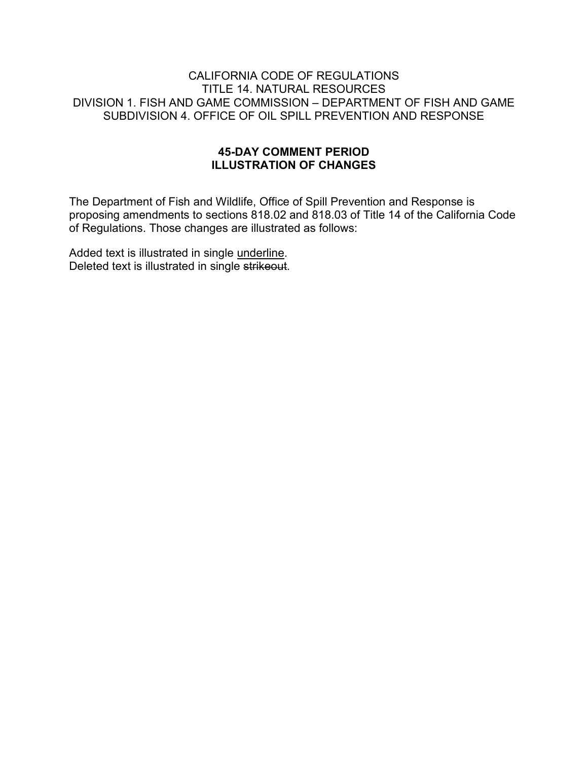CALIFORNIA CODE OF REGULATIONS
TITLE 14. NATURAL RESOURCES
DIVISION 1. FISH AND GAME COMMISSION – DEPARTMENT OF FISH AND GAME
SUBDIVISION 4. OFFICE OF OIL SPILL PREVENTION AND RESPONSE

**45-DAY COMMENT PERIOD**
**ILLUSTRATION OF CHANGES**

The Department of Fish and Wildlife, Office of Spill Prevention and Response is proposing amendments to sections 818.02 and 818.03 of Title 14 of the California Code of Regulations. Those changes are illustrated as follows:

Added text is illustrated in single <u>underline</u>.
Deleted text is illustrated in single ~~strikeout~~.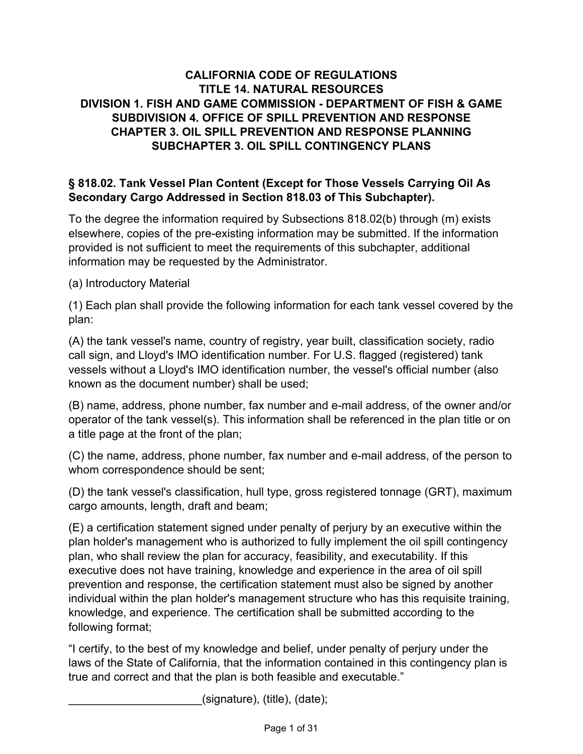**CALIFORNIA CODE OF REGULATIONS**
**TITLE 14. NATURAL RESOURCES**
**DIVISION 1. FISH AND GAME COMMISSION - DEPARTMENT OF FISH & GAME**
**SUBDIVISION 4. OFFICE OF SPILL PREVENTION AND RESPONSE**
**CHAPTER 3. OIL SPILL PREVENTION AND RESPONSE PLANNING**
**SUBCHAPTER 3. OIL SPILL CONTINGENCY PLANS**

## § 818.02. Tank Vessel Plan Content (Except for Those Vessels Carrying Oil As Secondary Cargo Addressed in Section 818.03 of This Subchapter).

To the degree the information required by Subsections 818.02(b) through (m) exists elsewhere, copies of the pre-existing information may be submitted. If the information provided is not sufficient to meet the requirements of this subchapter, additional information may be requested by the Administrator.

(a) Introductory Material

(1) Each plan shall provide the following information for each tank vessel covered by the plan:

(A) the tank vessel's name, country of registry, year built, classification society, radio call sign, and Lloyd's IMO identification number. For U.S. flagged (registered) tank vessels without a Lloyd's IMO identification number, the vessel's official number (also known as the document number) shall be used;

(B) name, address, phone number, fax number and e-mail address, of the owner and/or operator of the tank vessel(s). This information shall be referenced in the plan title or on a title page at the front of the plan;

(C) the name, address, phone number, fax number and e-mail address, of the person to whom correspondence should be sent;

(D) the tank vessel's classification, hull type, gross registered tonnage (GRT), maximum cargo amounts, length, draft and beam;

(E) a certification statement signed under penalty of perjury by an executive within the plan holder's management who is authorized to fully implement the oil spill contingency plan, who shall review the plan for accuracy, feasibility, and executability. If this executive does not have training, knowledge and experience in the area of oil spill prevention and response, the certification statement must also be signed by another individual within the plan holder's management structure who has this requisite training, knowledge, and experience. The certification shall be submitted according to the following format;

"I certify, to the best of my knowledge and belief, under penalty of perjury under the laws of the State of California, that the information contained in this contingency plan is true and correct and that the plan is both feasible and executable."

_____________________(signature), (title), (date);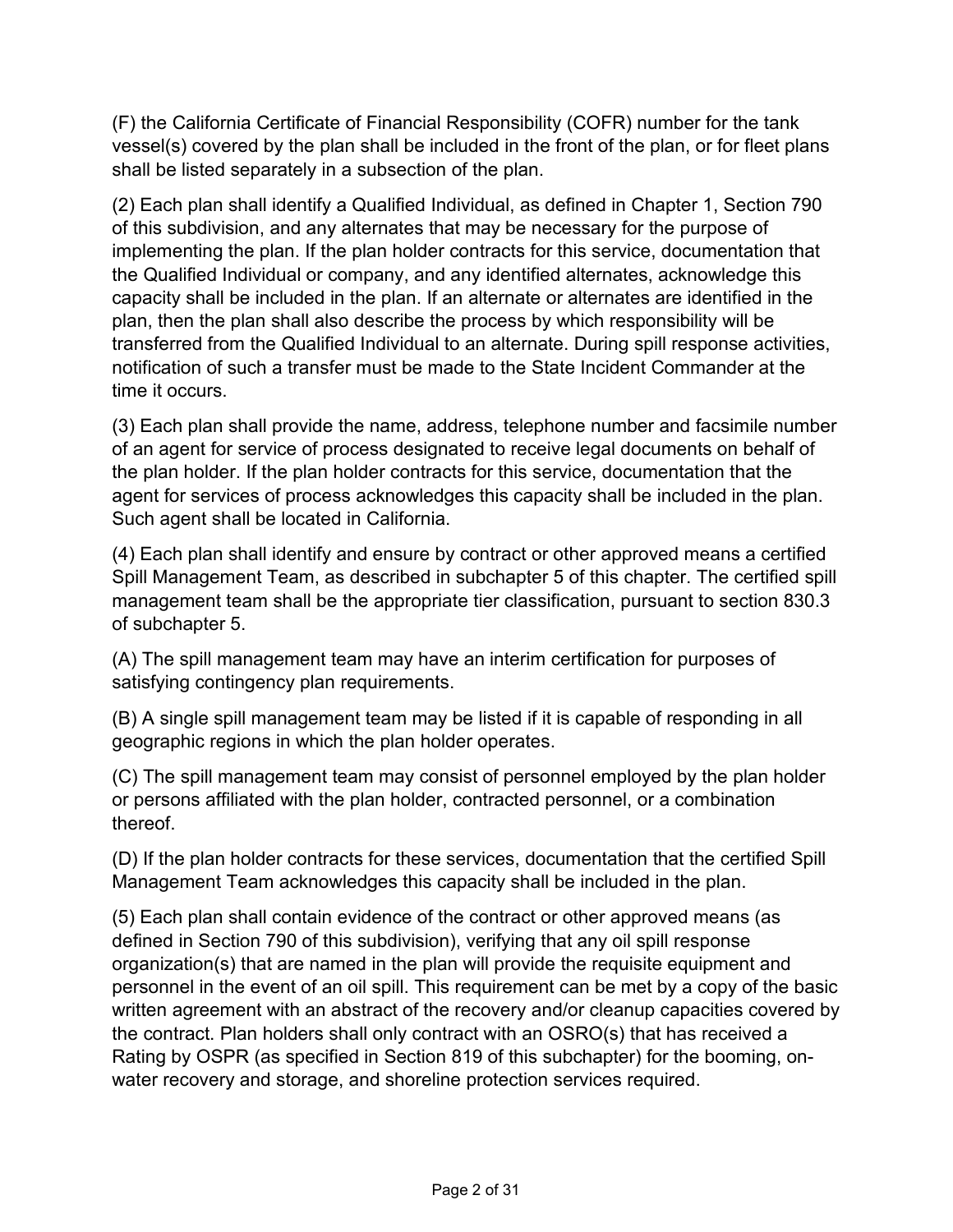(F) the California Certificate of Financial Responsibility (COFR) number for the tank vessel(s) covered by the plan shall be included in the front of the plan, or for fleet plans shall be listed separately in a subsection of the plan.

(2) Each plan shall identify a Qualified Individual, as defined in Chapter 1, Section 790 of this subdivision, and any alternates that may be necessary for the purpose of implementing the plan. If the plan holder contracts for this service, documentation that the Qualified Individual or company, and any identified alternates, acknowledge this capacity shall be included in the plan. If an alternate or alternates are identified in the plan, then the plan shall also describe the process by which responsibility will be transferred from the Qualified Individual to an alternate. During spill response activities, notification of such a transfer must be made to the State Incident Commander at the time it occurs.

(3) Each plan shall provide the name, address, telephone number and facsimile number of an agent for service of process designated to receive legal documents on behalf of the plan holder. If the plan holder contracts for this service, documentation that the agent for services of process acknowledges this capacity shall be included in the plan. Such agent shall be located in California.

(4) Each plan shall identify and ensure by contract or other approved means a certified Spill Management Team, as described in subchapter 5 of this chapter. The certified spill management team shall be the appropriate tier classification, pursuant to section 830.3 of subchapter 5.

(A) The spill management team may have an interim certification for purposes of satisfying contingency plan requirements.

(B) A single spill management team may be listed if it is capable of responding in all geographic regions in which the plan holder operates.

(C) The spill management team may consist of personnel employed by the plan holder or persons affiliated with the plan holder, contracted personnel, or a combination thereof.

(D) If the plan holder contracts for these services, documentation that the certified Spill Management Team acknowledges this capacity shall be included in the plan.

(5) Each plan shall contain evidence of the contract or other approved means (as defined in Section 790 of this subdivision), verifying that any oil spill response organization(s) that are named in the plan will provide the requisite equipment and personnel in the event of an oil spill. This requirement can be met by a copy of the basic written agreement with an abstract of the recovery and/or cleanup capacities covered by the contract. Plan holders shall only contract with an OSRO(s) that has received a Rating by OSPR (as specified in Section 819 of this subchapter) for the booming, on-water recovery and storage, and shoreline protection services required.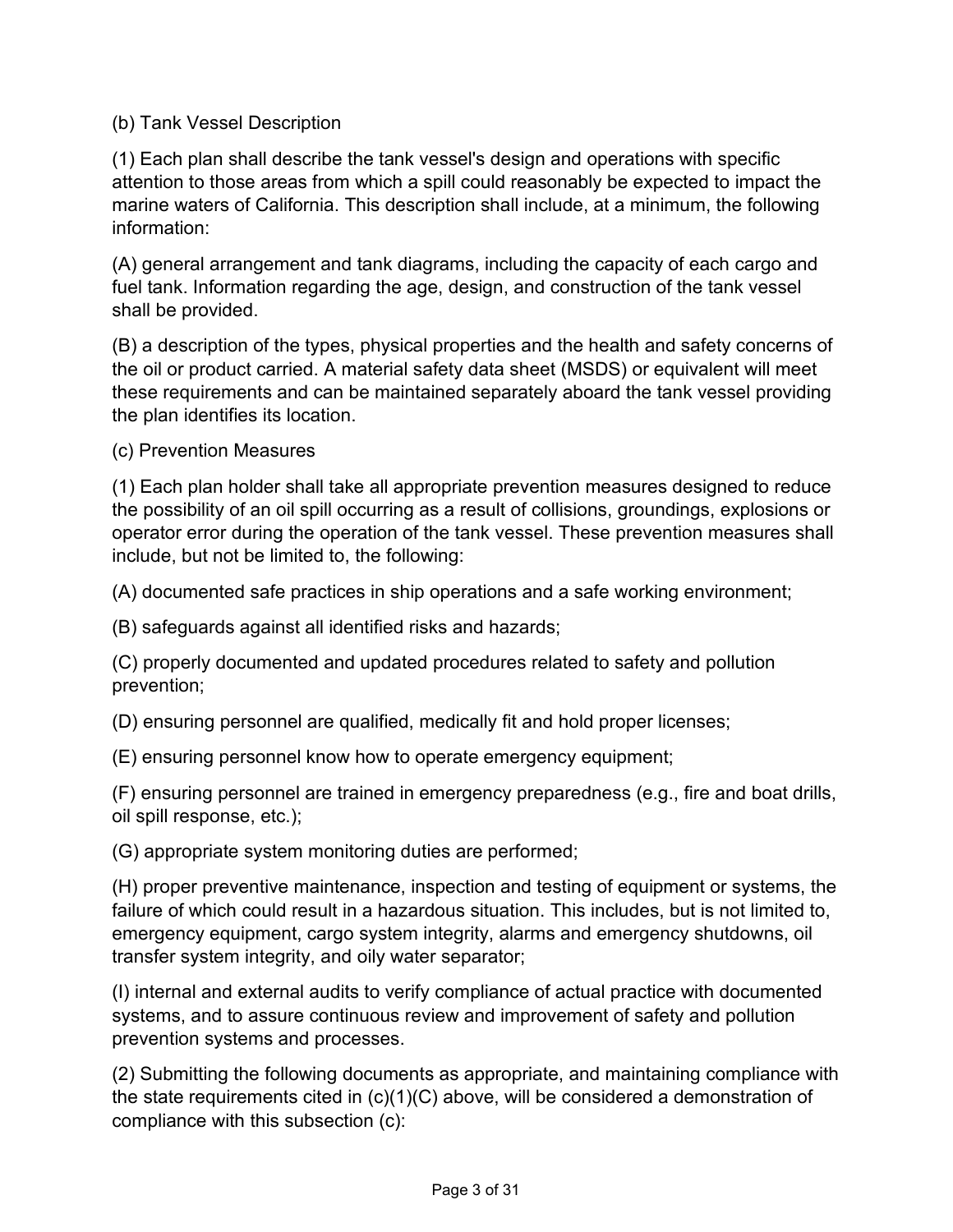(b) Tank Vessel Description

(1) Each plan shall describe the tank vessel's design and operations with specific attention to those areas from which a spill could reasonably be expected to impact the marine waters of California. This description shall include, at a minimum, the following information:

(A) general arrangement and tank diagrams, including the capacity of each cargo and fuel tank. Information regarding the age, design, and construction of the tank vessel shall be provided.

(B) a description of the types, physical properties and the health and safety concerns of the oil or product carried. A material safety data sheet (MSDS) or equivalent will meet these requirements and can be maintained separately aboard the tank vessel providing the plan identifies its location.

(c) Prevention Measures

(1) Each plan holder shall take all appropriate prevention measures designed to reduce the possibility of an oil spill occurring as a result of collisions, groundings, explosions or operator error during the operation of the tank vessel. These prevention measures shall include, but not be limited to, the following:

(A) documented safe practices in ship operations and a safe working environment;

(B) safeguards against all identified risks and hazards;

(C) properly documented and updated procedures related to safety and pollution prevention;

(D) ensuring personnel are qualified, medically fit and hold proper licenses;

(E) ensuring personnel know how to operate emergency equipment;

(F) ensuring personnel are trained in emergency preparedness (e.g., fire and boat drills, oil spill response, etc.);

(G) appropriate system monitoring duties are performed;

(H) proper preventive maintenance, inspection and testing of equipment or systems, the failure of which could result in a hazardous situation. This includes, but is not limited to, emergency equipment, cargo system integrity, alarms and emergency shutdowns, oil transfer system integrity, and oily water separator;

(I) internal and external audits to verify compliance of actual practice with documented systems, and to assure continuous review and improvement of safety and pollution prevention systems and processes.

(2) Submitting the following documents as appropriate, and maintaining compliance with the state requirements cited in (c)(1)(C) above, will be considered a demonstration of compliance with this subsection (c):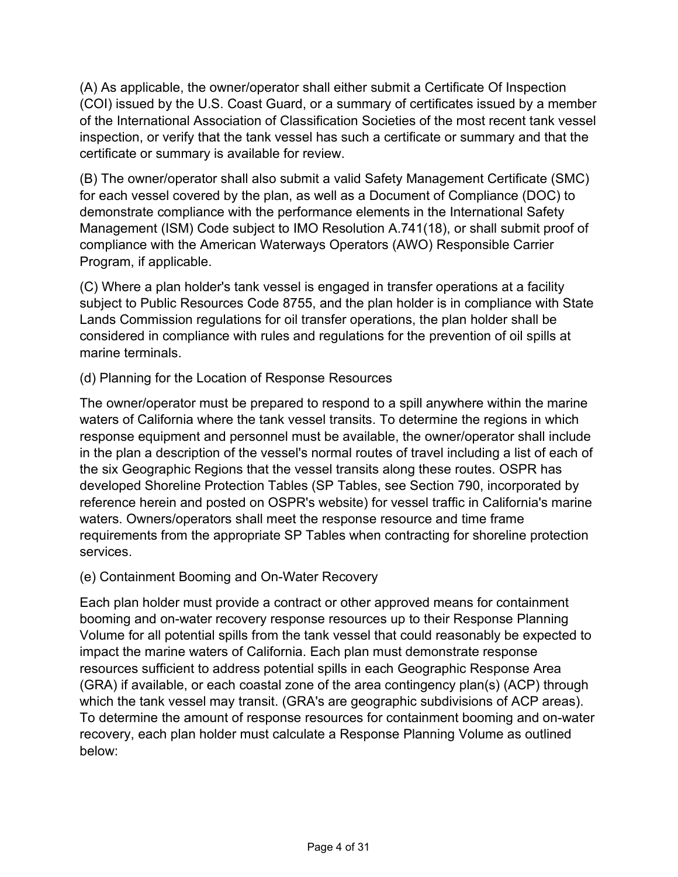(A) As applicable, the owner/operator shall either submit a Certificate Of Inspection (COI) issued by the U.S. Coast Guard, or a summary of certificates issued by a member of the International Association of Classification Societies of the most recent tank vessel inspection, or verify that the tank vessel has such a certificate or summary and that the certificate or summary is available for review.

(B) The owner/operator shall also submit a valid Safety Management Certificate (SMC) for each vessel covered by the plan, as well as a Document of Compliance (DOC) to demonstrate compliance with the performance elements in the International Safety Management (ISM) Code subject to IMO Resolution A.741(18), or shall submit proof of compliance with the American Waterways Operators (AWO) Responsible Carrier Program, if applicable.

(C) Where a plan holder's tank vessel is engaged in transfer operations at a facility subject to Public Resources Code 8755, and the plan holder is in compliance with State Lands Commission regulations for oil transfer operations, the plan holder shall be considered in compliance with rules and regulations for the prevention of oil spills at marine terminals.

(d) Planning for the Location of Response Resources

The owner/operator must be prepared to respond to a spill anywhere within the marine waters of California where the tank vessel transits. To determine the regions in which response equipment and personnel must be available, the owner/operator shall include in the plan a description of the vessel's normal routes of travel including a list of each of the six Geographic Regions that the vessel transits along these routes. OSPR has developed Shoreline Protection Tables (SP Tables, see Section 790, incorporated by reference herein and posted on OSPR's website) for vessel traffic in California's marine waters. Owners/operators shall meet the response resource and time frame requirements from the appropriate SP Tables when contracting for shoreline protection services.

(e) Containment Booming and On-Water Recovery

Each plan holder must provide a contract or other approved means for containment booming and on-water recovery response resources up to their Response Planning Volume for all potential spills from the tank vessel that could reasonably be expected to impact the marine waters of California. Each plan must demonstrate response resources sufficient to address potential spills in each Geographic Response Area (GRA) if available, or each coastal zone of the area contingency plan(s) (ACP) through which the tank vessel may transit. (GRA's are geographic subdivisions of ACP areas). To determine the amount of response resources for containment booming and on-water recovery, each plan holder must calculate a Response Planning Volume as outlined below: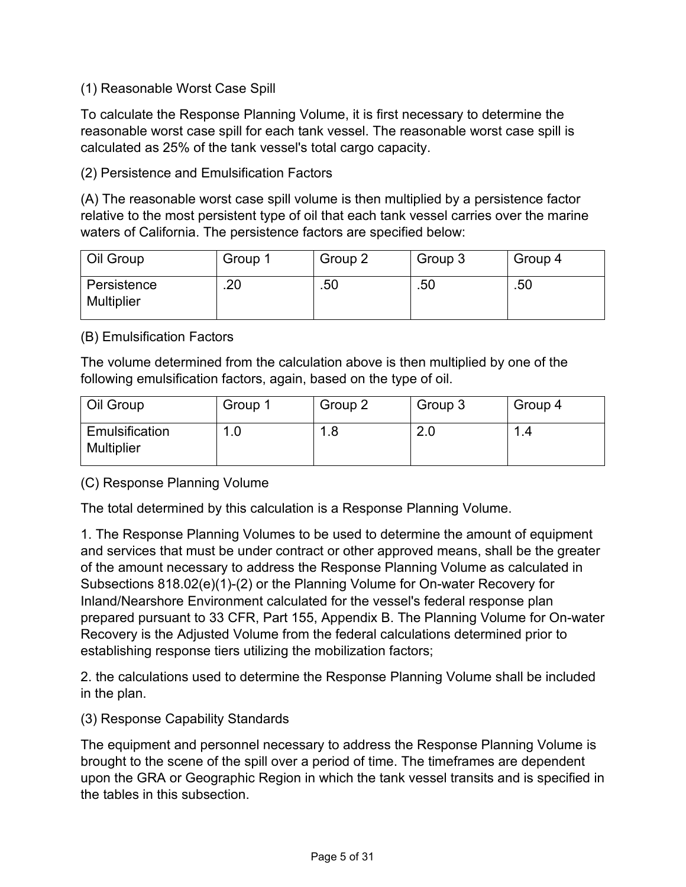(1) Reasonable Worst Case Spill

To calculate the Response Planning Volume, it is first necessary to determine the reasonable worst case spill for each tank vessel. The reasonable worst case spill is calculated as 25% of the tank vessel's total cargo capacity.

(2) Persistence and Emulsification Factors

(A) The reasonable worst case spill volume is then multiplied by a persistence factor relative to the most persistent type of oil that each tank vessel carries over the marine waters of California. The persistence factors are specified below:

| Oil Group | Group 1 | Group 2 | Group 3 | Group 4 |
|---|---|---|---|---|
| Persistence Multiplier | .20 | .50 | .50 | .50 |

(B) Emulsification Factors

The volume determined from the calculation above is then multiplied by one of the following emulsification factors, again, based on the type of oil.

| Oil Group | Group 1 | Group 2 | Group 3 | Group 4 |
|---|---|---|---|---|
| Emulsification Multiplier | 1.0 | 1.8 | 2.0 | 1.4 |

(C) Response Planning Volume

The total determined by this calculation is a Response Planning Volume.

1. The Response Planning Volumes to be used to determine the amount of equipment and services that must be under contract or other approved means, shall be the greater of the amount necessary to address the Response Planning Volume as calculated in Subsections 818.02(e)(1)-(2) or the Planning Volume for On-water Recovery for Inland/Nearshore Environment calculated for the vessel's federal response plan prepared pursuant to 33 CFR, Part 155, Appendix B. The Planning Volume for On-water Recovery is the Adjusted Volume from the federal calculations determined prior to establishing response tiers utilizing the mobilization factors;

2. the calculations used to determine the Response Planning Volume shall be included in the plan.

(3) Response Capability Standards

The equipment and personnel necessary to address the Response Planning Volume is brought to the scene of the spill over a period of time. The timeframes are dependent upon the GRA or Geographic Region in which the tank vessel transits and is specified in the tables in this subsection.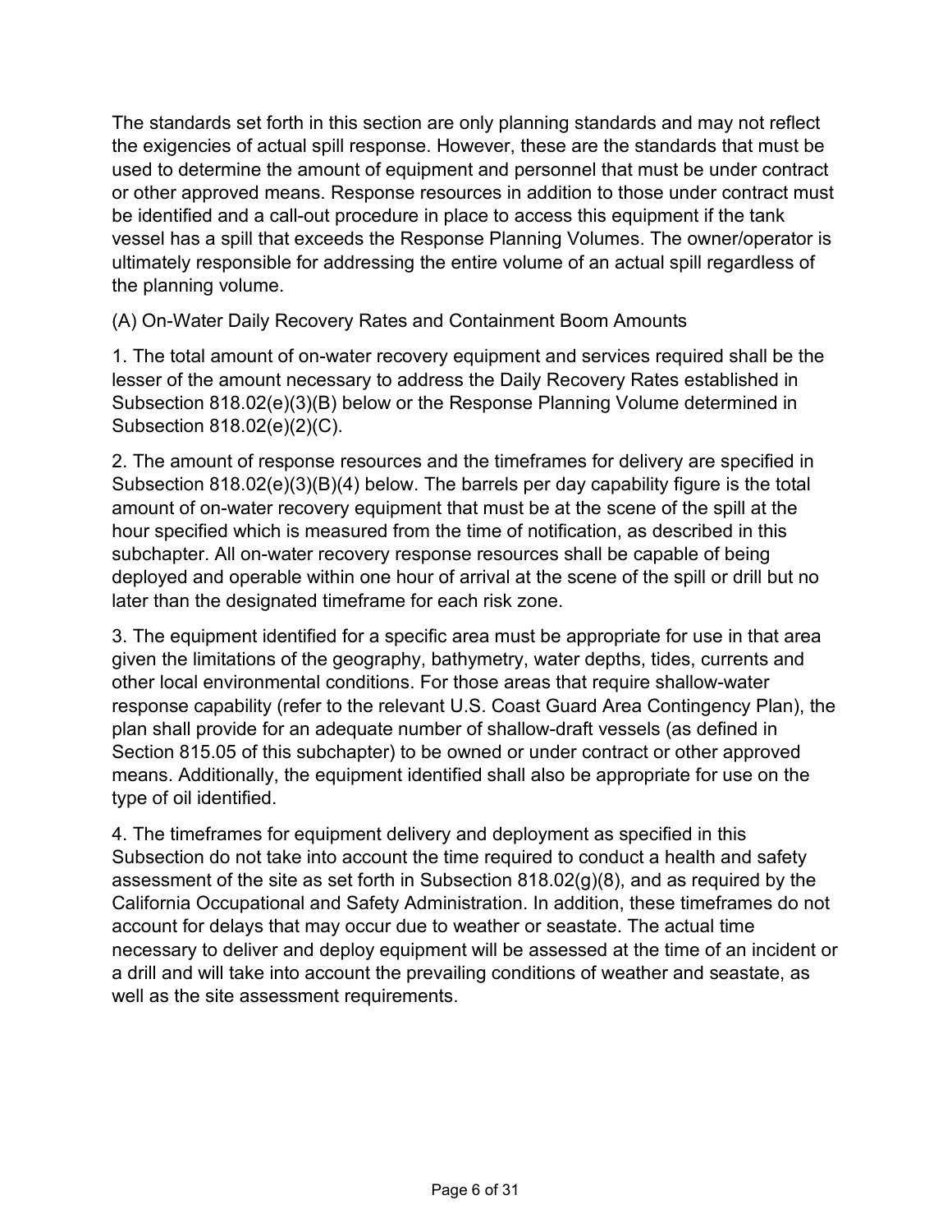The standards set forth in this section are only planning standards and may not reflect the exigencies of actual spill response. However, these are the standards that must be used to determine the amount of equipment and personnel that must be under contract or other approved means. Response resources in addition to those under contract must be identified and a call-out procedure in place to access this equipment if the tank vessel has a spill that exceeds the Response Planning Volumes. The owner/operator is ultimately responsible for addressing the entire volume of an actual spill regardless of the planning volume.

(A) On-Water Daily Recovery Rates and Containment Boom Amounts

1. The total amount of on-water recovery equipment and services required shall be the lesser of the amount necessary to address the Daily Recovery Rates established in Subsection 818.02(e)(3)(B) below or the Response Planning Volume determined in Subsection 818.02(e)(2)(C).

2. The amount of response resources and the timeframes for delivery are specified in Subsection 818.02(e)(3)(B)(4) below. The barrels per day capability figure is the total amount of on-water recovery equipment that must be at the scene of the spill at the hour specified which is measured from the time of notification, as described in this subchapter. All on-water recovery response resources shall be capable of being deployed and operable within one hour of arrival at the scene of the spill or drill but no later than the designated timeframe for each risk zone.

3. The equipment identified for a specific area must be appropriate for use in that area given the limitations of the geography, bathymetry, water depths, tides, currents and other local environmental conditions. For those areas that require shallow-water response capability (refer to the relevant U.S. Coast Guard Area Contingency Plan), the plan shall provide for an adequate number of shallow-draft vessels (as defined in Section 815.05 of this subchapter) to be owned or under contract or other approved means. Additionally, the equipment identified shall also be appropriate for use on the type of oil identified.

4. The timeframes for equipment delivery and deployment as specified in this Subsection do not take into account the time required to conduct a health and safety assessment of the site as set forth in Subsection 818.02(g)(8), and as required by the California Occupational and Safety Administration. In addition, these timeframes do not account for delays that may occur due to weather or seastate. The actual time necessary to deliver and deploy equipment will be assessed at the time of an incident or a drill and will take into account the prevailing conditions of weather and seastate, as well as the site assessment requirements.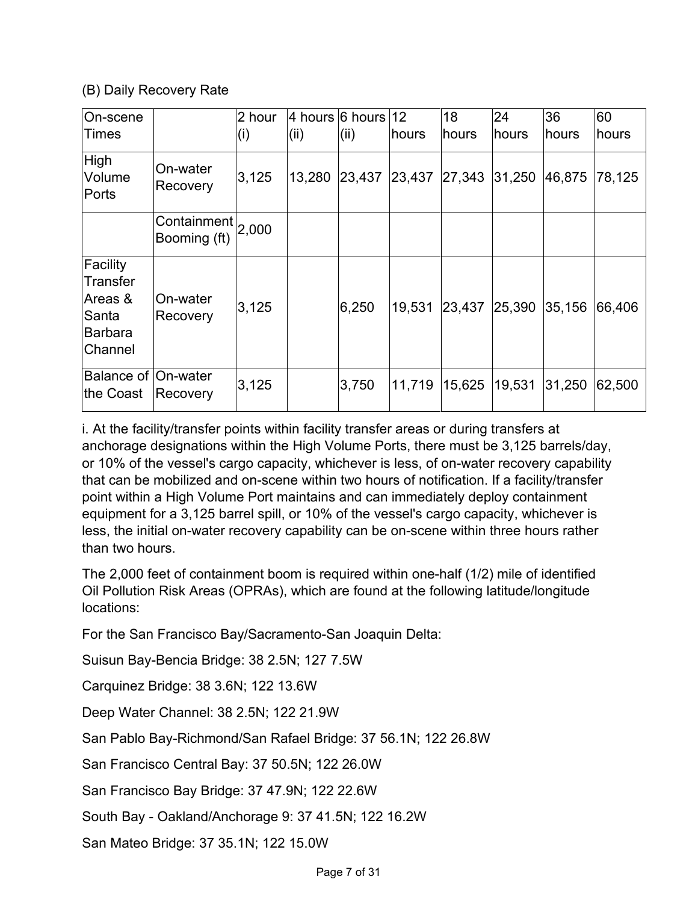(B) Daily Recovery Rate

| On-scene Times | | 2 hour (i) | 4 hours (ii) | 6 hours (ii) | 12 hours | 18 hours | 24 hours | 36 hours | 60 hours |
|---|---|---|---|---|---|---|---|---|---|
| High Volume Ports | On-water Recovery | 3,125 | 13,280 | 23,437 | 23,437 | 27,343 | 31,250 | 46,875 | 78,125 |
| | Containment Booming (ft) | 2,000 | | | | | | | |
| Facility Transfer Areas & Santa Barbara Channel | On-water Recovery | 3,125 | | 6,250 | 19,531 | 23,437 | 25,390 | 35,156 | 66,406 |
| Balance of the Coast | On-water Recovery | 3,125 | | 3,750 | 11,719 | 15,625 | 19,531 | 31,250 | 62,500 |

i. At the facility/transfer points within facility transfer areas or during transfers at anchorage designations within the High Volume Ports, there must be 3,125 barrels/day, or 10% of the vessel's cargo capacity, whichever is less, of on-water recovery capability that can be mobilized and on-scene within two hours of notification. If a facility/transfer point within a High Volume Port maintains and can immediately deploy containment equipment for a 3,125 barrel spill, or 10% of the vessel's cargo capacity, whichever is less, the initial on-water recovery capability can be on-scene within three hours rather than two hours.

The 2,000 feet of containment boom is required within one-half (1/2) mile of identified Oil Pollution Risk Areas (OPRAs), which are found at the following latitude/longitude locations:

For the San Francisco Bay/Sacramento-San Joaquin Delta:

Suisun Bay-Bencia Bridge: 38 2.5N; 127 7.5W

Carquinez Bridge: 38 3.6N; 122 13.6W

Deep Water Channel: 38 2.5N; 122 21.9W

San Pablo Bay-Richmond/San Rafael Bridge: 37 56.1N; 122 26.8W

San Francisco Central Bay: 37 50.5N; 122 26.0W

San Francisco Bay Bridge: 37 47.9N; 122 22.6W

South Bay - Oakland/Anchorage 9: 37 41.5N; 122 16.2W

San Mateo Bridge: 37 35.1N; 122 15.0W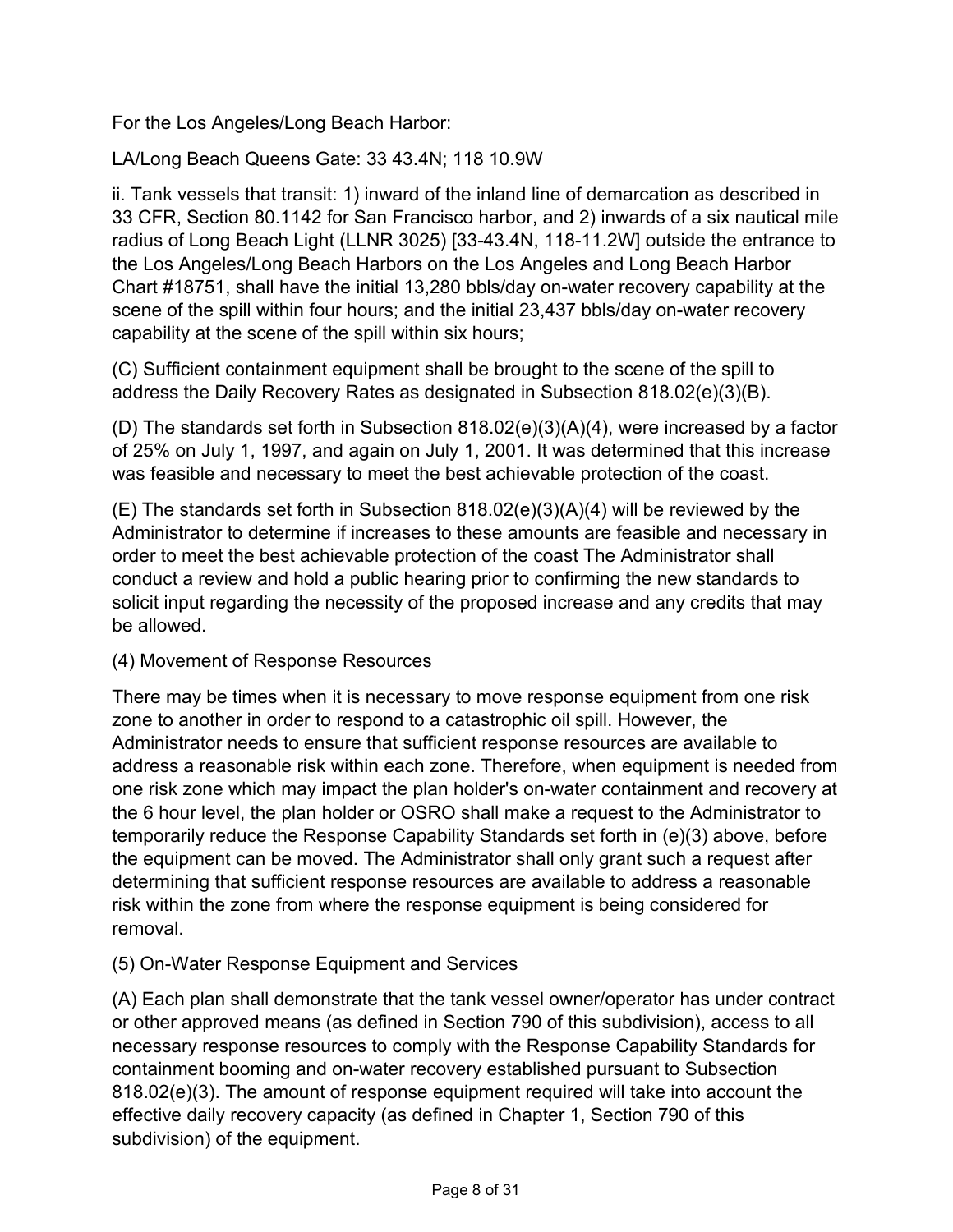For the Los Angeles/Long Beach Harbor:

LA/Long Beach Queens Gate: 33 43.4N; 118 10.9W

ii. Tank vessels that transit: 1) inward of the inland line of demarcation as described in 33 CFR, Section 80.1142 for San Francisco harbor, and 2) inwards of a six nautical mile radius of Long Beach Light (LLNR 3025) [33-43.4N, 118-11.2W] outside the entrance to the Los Angeles/Long Beach Harbors on the Los Angeles and Long Beach Harbor Chart #18751, shall have the initial 13,280 bbls/day on-water recovery capability at the scene of the spill within four hours; and the initial 23,437 bbls/day on-water recovery capability at the scene of the spill within six hours;

(C) Sufficient containment equipment shall be brought to the scene of the spill to address the Daily Recovery Rates as designated in Subsection 818.02(e)(3)(B).

(D) The standards set forth in Subsection 818.02(e)(3)(A)(4), were increased by a factor of 25% on July 1, 1997, and again on July 1, 2001. It was determined that this increase was feasible and necessary to meet the best achievable protection of the coast.

(E) The standards set forth in Subsection 818.02(e)(3)(A)(4) will be reviewed by the Administrator to determine if increases to these amounts are feasible and necessary in order to meet the best achievable protection of the coast The Administrator shall conduct a review and hold a public hearing prior to confirming the new standards to solicit input regarding the necessity of the proposed increase and any credits that may be allowed.

(4) Movement of Response Resources

There may be times when it is necessary to move response equipment from one risk zone to another in order to respond to a catastrophic oil spill. However, the Administrator needs to ensure that sufficient response resources are available to address a reasonable risk within each zone. Therefore, when equipment is needed from one risk zone which may impact the plan holder's on-water containment and recovery at the 6 hour level, the plan holder or OSRO shall make a request to the Administrator to temporarily reduce the Response Capability Standards set forth in (e)(3) above, before the equipment can be moved. The Administrator shall only grant such a request after determining that sufficient response resources are available to address a reasonable risk within the zone from where the response equipment is being considered for removal.

(5) On-Water Response Equipment and Services

(A) Each plan shall demonstrate that the tank vessel owner/operator has under contract or other approved means (as defined in Section 790 of this subdivision), access to all necessary response resources to comply with the Response Capability Standards for containment booming and on-water recovery established pursuant to Subsection 818.02(e)(3). The amount of response equipment required will take into account the effective daily recovery capacity (as defined in Chapter 1, Section 790 of this subdivision) of the equipment.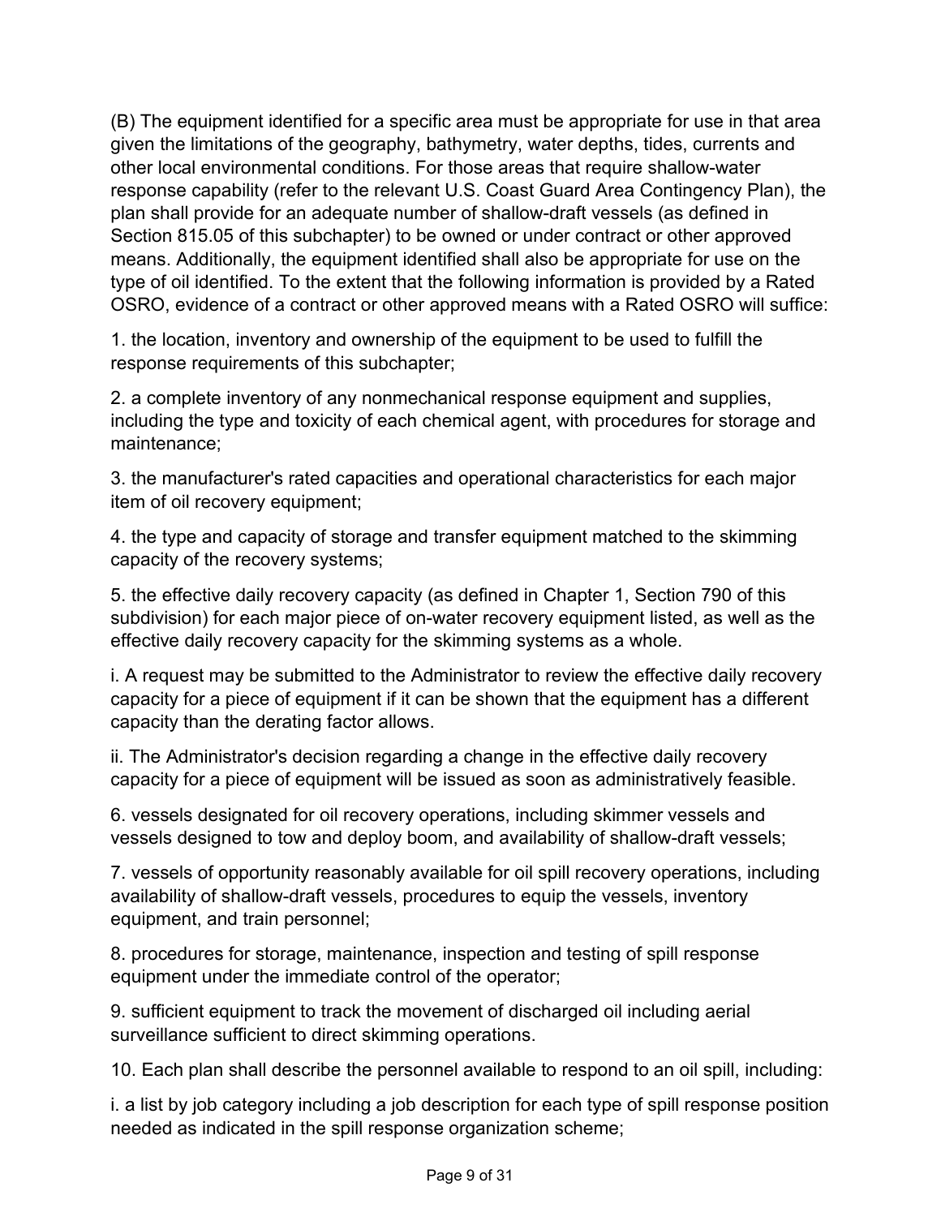(B) The equipment identified for a specific area must be appropriate for use in that area given the limitations of the geography, bathymetry, water depths, tides, currents and other local environmental conditions. For those areas that require shallow-water response capability (refer to the relevant U.S. Coast Guard Area Contingency Plan), the plan shall provide for an adequate number of shallow-draft vessels (as defined in Section 815.05 of this subchapter) to be owned or under contract or other approved means. Additionally, the equipment identified shall also be appropriate for use on the type of oil identified. To the extent that the following information is provided by a Rated OSRO, evidence of a contract or other approved means with a Rated OSRO will suffice:

1. the location, inventory and ownership of the equipment to be used to fulfill the response requirements of this subchapter;

2. a complete inventory of any nonmechanical response equipment and supplies, including the type and toxicity of each chemical agent, with procedures for storage and maintenance;

3. the manufacturer's rated capacities and operational characteristics for each major item of oil recovery equipment;

4. the type and capacity of storage and transfer equipment matched to the skimming capacity of the recovery systems;

5. the effective daily recovery capacity (as defined in Chapter 1, Section 790 of this subdivision) for each major piece of on-water recovery equipment listed, as well as the effective daily recovery capacity for the skimming systems as a whole.

i. A request may be submitted to the Administrator to review the effective daily recovery capacity for a piece of equipment if it can be shown that the equipment has a different capacity than the derating factor allows.

ii. The Administrator's decision regarding a change in the effective daily recovery capacity for a piece of equipment will be issued as soon as administratively feasible.

6. vessels designated for oil recovery operations, including skimmer vessels and vessels designed to tow and deploy boom, and availability of shallow-draft vessels;

7. vessels of opportunity reasonably available for oil spill recovery operations, including availability of shallow-draft vessels, procedures to equip the vessels, inventory equipment, and train personnel;

8. procedures for storage, maintenance, inspection and testing of spill response equipment under the immediate control of the operator;

9. sufficient equipment to track the movement of discharged oil including aerial surveillance sufficient to direct skimming operations.

10. Each plan shall describe the personnel available to respond to an oil spill, including:

i. a list by job category including a job description for each type of spill response position needed as indicated in the spill response organization scheme;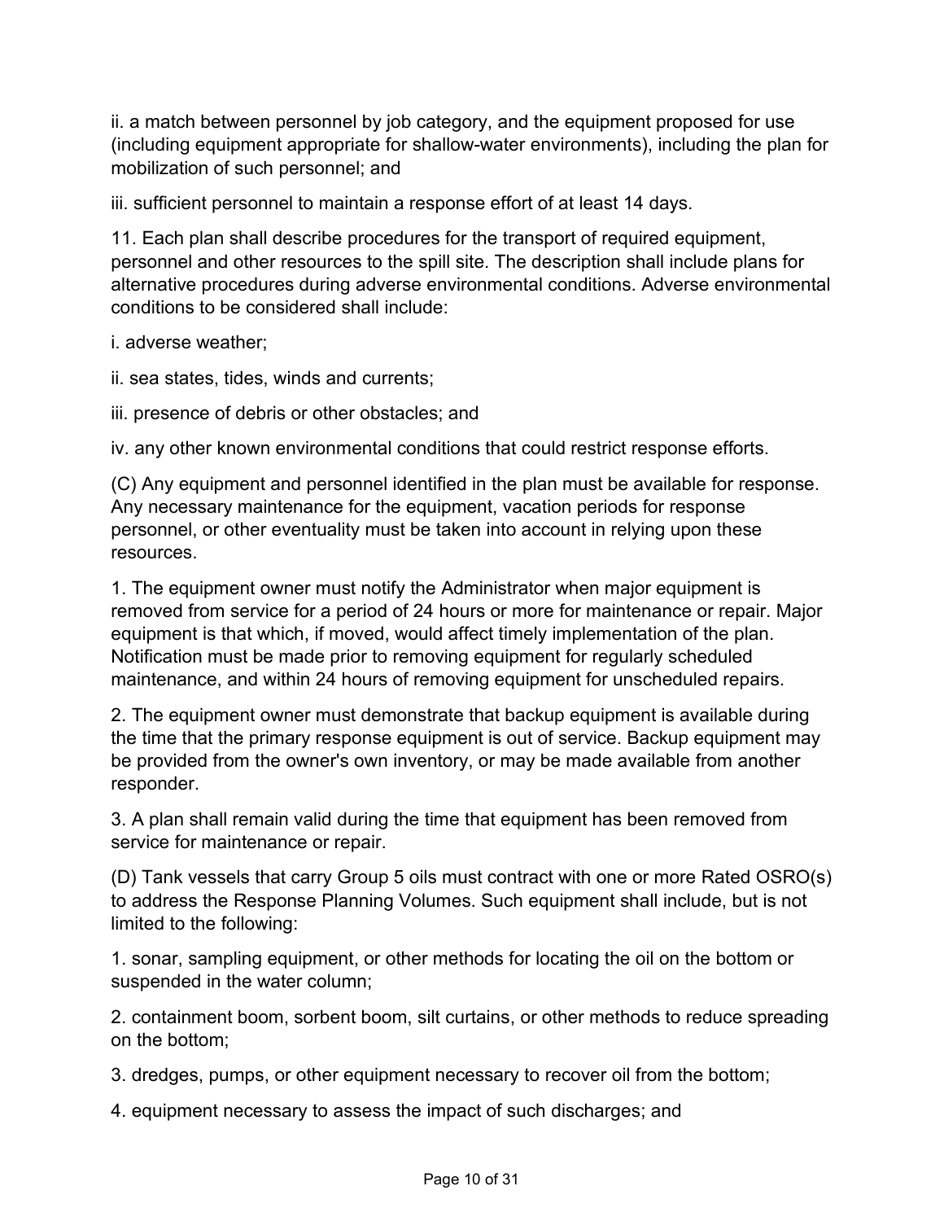ii. a match between personnel by job category, and the equipment proposed for use (including equipment appropriate for shallow-water environments), including the plan for mobilization of such personnel; and

iii. sufficient personnel to maintain a response effort of at least 14 days.

11. Each plan shall describe procedures for the transport of required equipment, personnel and other resources to the spill site. The description shall include plans for alternative procedures during adverse environmental conditions. Adverse environmental conditions to be considered shall include:

i. adverse weather;

ii. sea states, tides, winds and currents;

iii. presence of debris or other obstacles; and

iv. any other known environmental conditions that could restrict response efforts.

(C) Any equipment and personnel identified in the plan must be available for response. Any necessary maintenance for the equipment, vacation periods for response personnel, or other eventuality must be taken into account in relying upon these resources.

1. The equipment owner must notify the Administrator when major equipment is removed from service for a period of 24 hours or more for maintenance or repair. Major equipment is that which, if moved, would affect timely implementation of the plan. Notification must be made prior to removing equipment for regularly scheduled maintenance, and within 24 hours of removing equipment for unscheduled repairs.

2. The equipment owner must demonstrate that backup equipment is available during the time that the primary response equipment is out of service. Backup equipment may be provided from the owner's own inventory, or may be made available from another responder.

3. A plan shall remain valid during the time that equipment has been removed from service for maintenance or repair.

(D) Tank vessels that carry Group 5 oils must contract with one or more Rated OSRO(s) to address the Response Planning Volumes. Such equipment shall include, but is not limited to the following:

1. sonar, sampling equipment, or other methods for locating the oil on the bottom or suspended in the water column;

2. containment boom, sorbent boom, silt curtains, or other methods to reduce spreading on the bottom;

3. dredges, pumps, or other equipment necessary to recover oil from the bottom;

4. equipment necessary to assess the impact of such discharges; and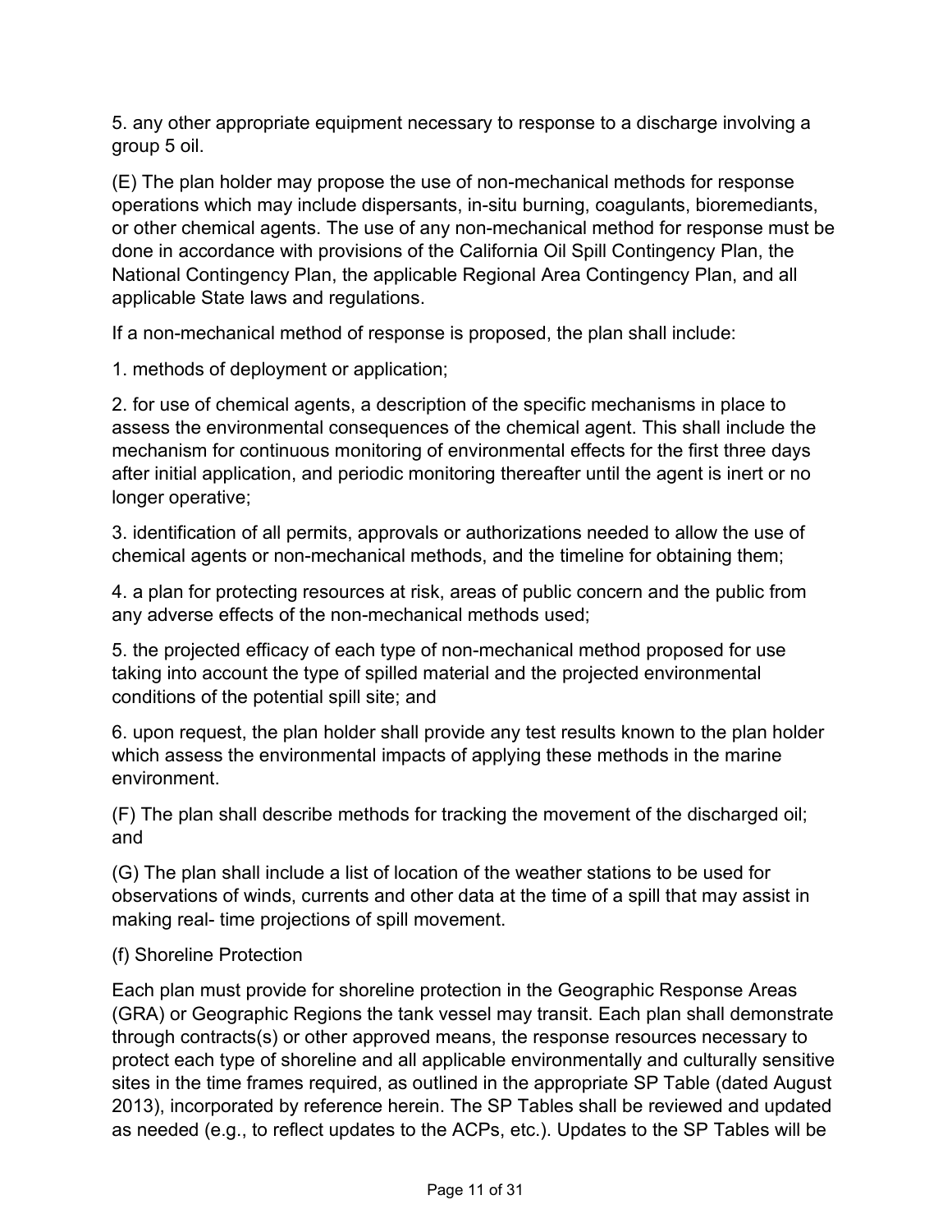5. any other appropriate equipment necessary to response to a discharge involving a group 5 oil.

(E) The plan holder may propose the use of non-mechanical methods for response operations which may include dispersants, in-situ burning, coagulants, bioremediants, or other chemical agents. The use of any non-mechanical method for response must be done in accordance with provisions of the California Oil Spill Contingency Plan, the National Contingency Plan, the applicable Regional Area Contingency Plan, and all applicable State laws and regulations.

If a non-mechanical method of response is proposed, the plan shall include:

1. methods of deployment or application;

2. for use of chemical agents, a description of the specific mechanisms in place to assess the environmental consequences of the chemical agent. This shall include the mechanism for continuous monitoring of environmental effects for the first three days after initial application, and periodic monitoring thereafter until the agent is inert or no longer operative;

3. identification of all permits, approvals or authorizations needed to allow the use of chemical agents or non-mechanical methods, and the timeline for obtaining them;

4. a plan for protecting resources at risk, areas of public concern and the public from any adverse effects of the non-mechanical methods used;

5. the projected efficacy of each type of non-mechanical method proposed for use taking into account the type of spilled material and the projected environmental conditions of the potential spill site; and

6. upon request, the plan holder shall provide any test results known to the plan holder which assess the environmental impacts of applying these methods in the marine environment.

(F) The plan shall describe methods for tracking the movement of the discharged oil; and

(G) The plan shall include a list of location of the weather stations to be used for observations of winds, currents and other data at the time of a spill that may assist in making real- time projections of spill movement.

(f) Shoreline Protection

Each plan must provide for shoreline protection in the Geographic Response Areas (GRA) or Geographic Regions the tank vessel may transit. Each plan shall demonstrate through contracts(s) or other approved means, the response resources necessary to protect each type of shoreline and all applicable environmentally and culturally sensitive sites in the time frames required, as outlined in the appropriate SP Table (dated August 2013), incorporated by reference herein. The SP Tables shall be reviewed and updated as needed (e.g., to reflect updates to the ACPs, etc.). Updates to the SP Tables will be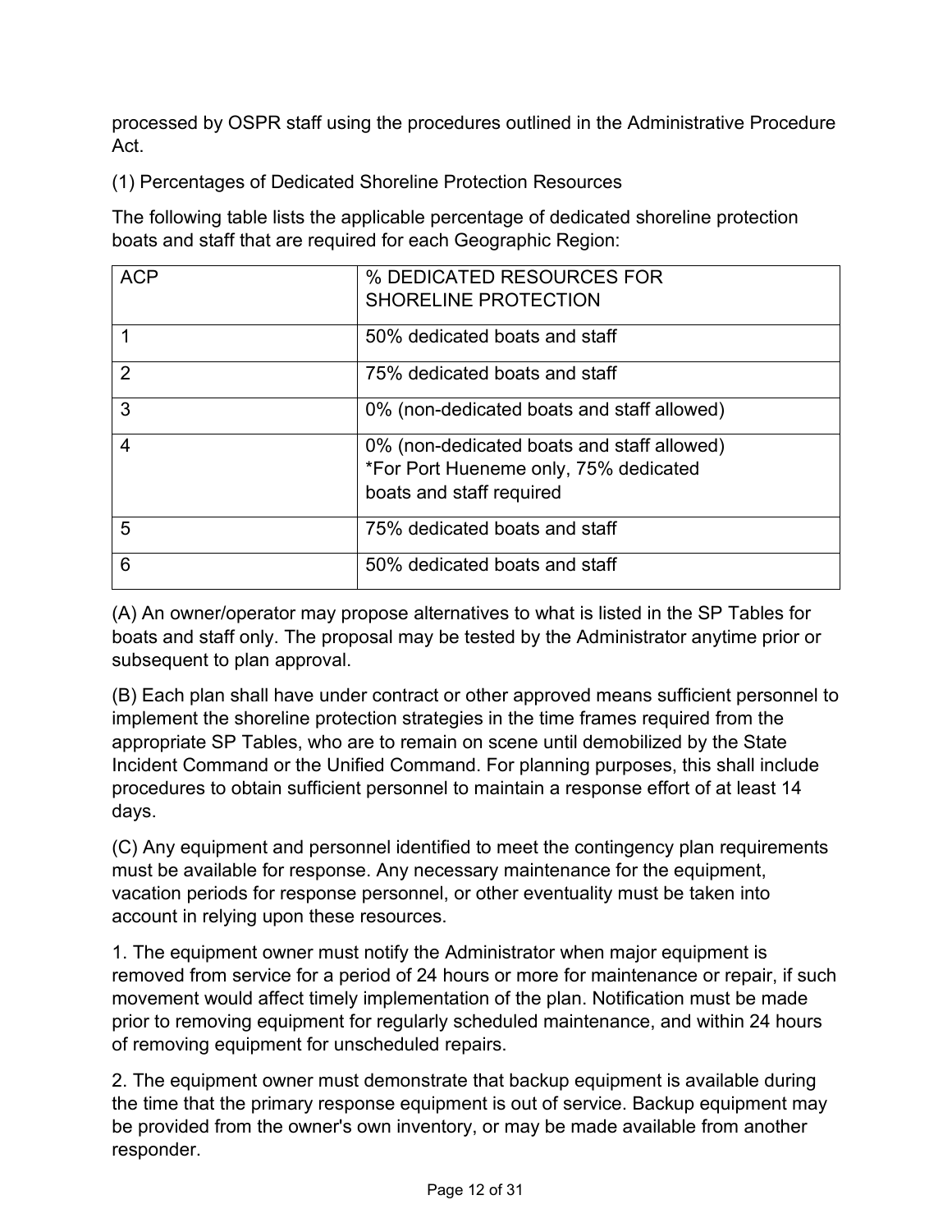processed by OSPR staff using the procedures outlined in the Administrative Procedure Act.

(1) Percentages of Dedicated Shoreline Protection Resources

The following table lists the applicable percentage of dedicated shoreline protection boats and staff that are required for each Geographic Region:

| ACP | % DEDICATED RESOURCES FOR SHORELINE PROTECTION |
|---|---|
| 1 | 50% dedicated boats and staff |
| 2 | 75% dedicated boats and staff |
| 3 | 0% (non-dedicated boats and staff allowed) |
| 4 | 0% (non-dedicated boats and staff allowed) *For Port Hueneme only, 75% dedicated boats and staff required |
| 5 | 75% dedicated boats and staff |
| 6 | 50% dedicated boats and staff |

(A) An owner/operator may propose alternatives to what is listed in the SP Tables for boats and staff only. The proposal may be tested by the Administrator anytime prior or subsequent to plan approval.

(B) Each plan shall have under contract or other approved means sufficient personnel to implement the shoreline protection strategies in the time frames required from the appropriate SP Tables, who are to remain on scene until demobilized by the State Incident Command or the Unified Command. For planning purposes, this shall include procedures to obtain sufficient personnel to maintain a response effort of at least 14 days.

(C) Any equipment and personnel identified to meet the contingency plan requirements must be available for response. Any necessary maintenance for the equipment, vacation periods for response personnel, or other eventuality must be taken into account in relying upon these resources.

1. The equipment owner must notify the Administrator when major equipment is removed from service for a period of 24 hours or more for maintenance or repair, if such movement would affect timely implementation of the plan. Notification must be made prior to removing equipment for regularly scheduled maintenance, and within 24 hours of removing equipment for unscheduled repairs.

2. The equipment owner must demonstrate that backup equipment is available during the time that the primary response equipment is out of service. Backup equipment may be provided from the owner's own inventory, or may be made available from another responder.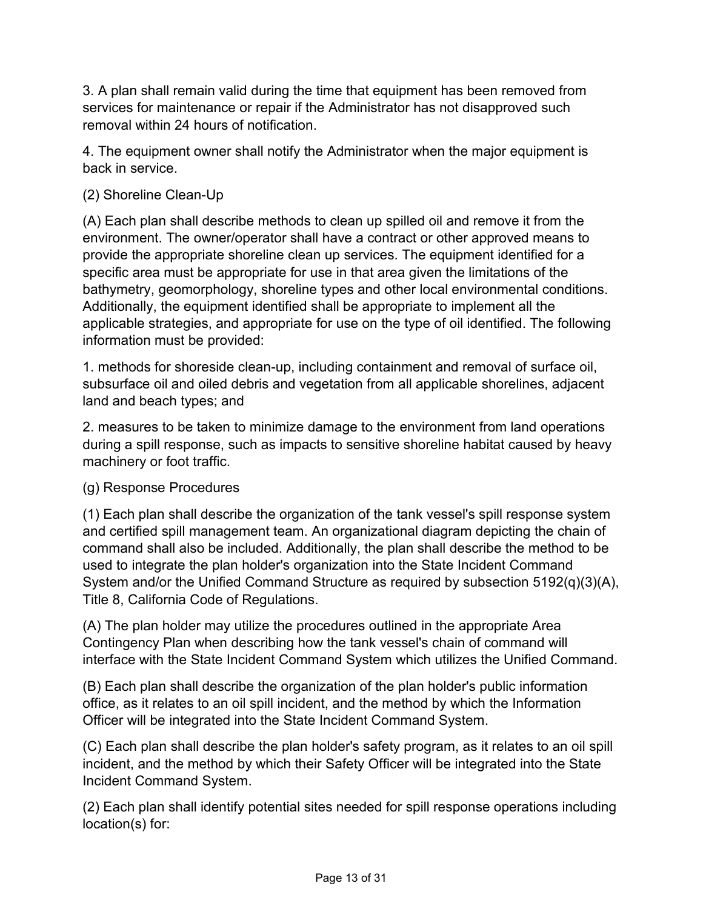3. A plan shall remain valid during the time that equipment has been removed from services for maintenance or repair if the Administrator has not disapproved such removal within 24 hours of notification.

4. The equipment owner shall notify the Administrator when the major equipment is back in service.

(2) Shoreline Clean-Up

(A) Each plan shall describe methods to clean up spilled oil and remove it from the environment. The owner/operator shall have a contract or other approved means to provide the appropriate shoreline clean up services. The equipment identified for a specific area must be appropriate for use in that area given the limitations of the bathymetry, geomorphology, shoreline types and other local environmental conditions. Additionally, the equipment identified shall be appropriate to implement all the applicable strategies, and appropriate for use on the type of oil identified. The following information must be provided:

1. methods for shoreside clean-up, including containment and removal of surface oil, subsurface oil and oiled debris and vegetation from all applicable shorelines, adjacent land and beach types; and

2. measures to be taken to minimize damage to the environment from land operations during a spill response, such as impacts to sensitive shoreline habitat caused by heavy machinery or foot traffic.

(g) Response Procedures

(1) Each plan shall describe the organization of the tank vessel's spill response system and certified spill management team. An organizational diagram depicting the chain of command shall also be included. Additionally, the plan shall describe the method to be used to integrate the plan holder's organization into the State Incident Command System and/or the Unified Command Structure as required by subsection 5192(q)(3)(A), Title 8, California Code of Regulations.

(A) The plan holder may utilize the procedures outlined in the appropriate Area Contingency Plan when describing how the tank vessel's chain of command will interface with the State Incident Command System which utilizes the Unified Command.

(B) Each plan shall describe the organization of the plan holder's public information office, as it relates to an oil spill incident, and the method by which the Information Officer will be integrated into the State Incident Command System.

(C) Each plan shall describe the plan holder's safety program, as it relates to an oil spill incident, and the method by which their Safety Officer will be integrated into the State Incident Command System.

(2) Each plan shall identify potential sites needed for spill response operations including location(s) for: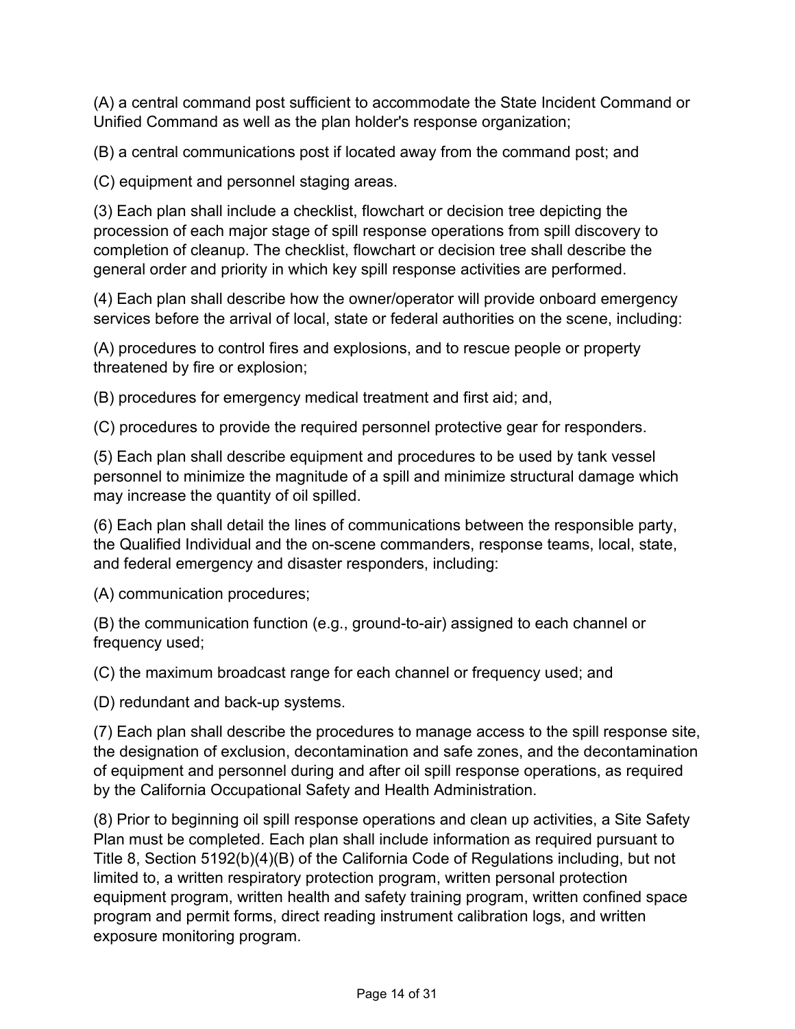(A) a central command post sufficient to accommodate the State Incident Command or Unified Command as well as the plan holder's response organization;

(B) a central communications post if located away from the command post; and

(C) equipment and personnel staging areas.

(3) Each plan shall include a checklist, flowchart or decision tree depicting the procession of each major stage of spill response operations from spill discovery to completion of cleanup. The checklist, flowchart or decision tree shall describe the general order and priority in which key spill response activities are performed.

(4) Each plan shall describe how the owner/operator will provide onboard emergency services before the arrival of local, state or federal authorities on the scene, including:

(A) procedures to control fires and explosions, and to rescue people or property threatened by fire or explosion;

(B) procedures for emergency medical treatment and first aid; and,

(C) procedures to provide the required personnel protective gear for responders.

(5) Each plan shall describe equipment and procedures to be used by tank vessel personnel to minimize the magnitude of a spill and minimize structural damage which may increase the quantity of oil spilled.

(6) Each plan shall detail the lines of communications between the responsible party, the Qualified Individual and the on-scene commanders, response teams, local, state, and federal emergency and disaster responders, including:

(A) communication procedures;

(B) the communication function (e.g., ground-to-air) assigned to each channel or frequency used;

(C) the maximum broadcast range for each channel or frequency used; and

(D) redundant and back-up systems.

(7) Each plan shall describe the procedures to manage access to the spill response site, the designation of exclusion, decontamination and safe zones, and the decontamination of equipment and personnel during and after oil spill response operations, as required by the California Occupational Safety and Health Administration.

(8) Prior to beginning oil spill response operations and clean up activities, a Site Safety Plan must be completed. Each plan shall include information as required pursuant to Title 8, Section 5192(b)(4)(B) of the California Code of Regulations including, but not limited to, a written respiratory protection program, written personal protection equipment program, written health and safety training program, written confined space program and permit forms, direct reading instrument calibration logs, and written exposure monitoring program.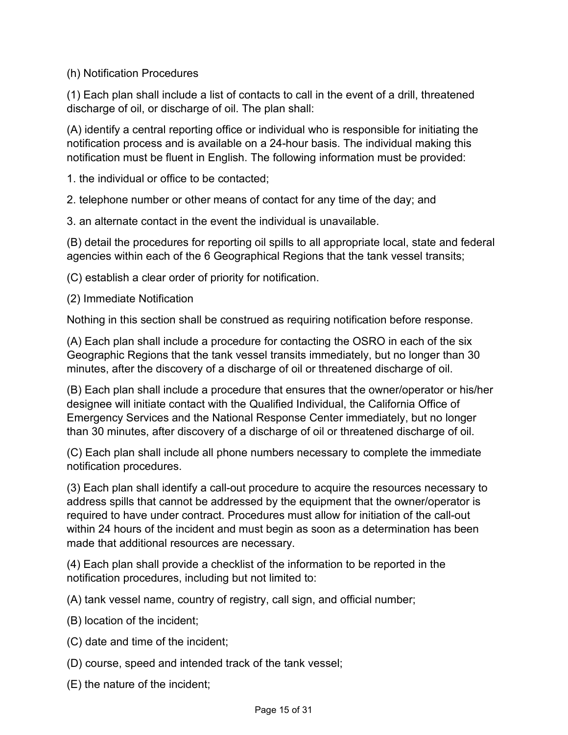(h) Notification Procedures

(1) Each plan shall include a list of contacts to call in the event of a drill, threatened discharge of oil, or discharge of oil. The plan shall:

(A) identify a central reporting office or individual who is responsible for initiating the notification process and is available on a 24-hour basis. The individual making this notification must be fluent in English. The following information must be provided:

1. the individual or office to be contacted;

2. telephone number or other means of contact for any time of the day; and

3. an alternate contact in the event the individual is unavailable.

(B) detail the procedures for reporting oil spills to all appropriate local, state and federal agencies within each of the 6 Geographical Regions that the tank vessel transits;

(C) establish a clear order of priority for notification.

(2) Immediate Notification

Nothing in this section shall be construed as requiring notification before response.

(A) Each plan shall include a procedure for contacting the OSRO in each of the six Geographic Regions that the tank vessel transits immediately, but no longer than 30 minutes, after the discovery of a discharge of oil or threatened discharge of oil.

(B) Each plan shall include a procedure that ensures that the owner/operator or his/her designee will initiate contact with the Qualified Individual, the California Office of Emergency Services and the National Response Center immediately, but no longer than 30 minutes, after discovery of a discharge of oil or threatened discharge of oil.

(C) Each plan shall include all phone numbers necessary to complete the immediate notification procedures.

(3) Each plan shall identify a call-out procedure to acquire the resources necessary to address spills that cannot be addressed by the equipment that the owner/operator is required to have under contract. Procedures must allow for initiation of the call-out within 24 hours of the incident and must begin as soon as a determination has been made that additional resources are necessary.

(4) Each plan shall provide a checklist of the information to be reported in the notification procedures, including but not limited to:

(A) tank vessel name, country of registry, call sign, and official number;

(B) location of the incident;

(C) date and time of the incident;

(D) course, speed and intended track of the tank vessel;

(E) the nature of the incident;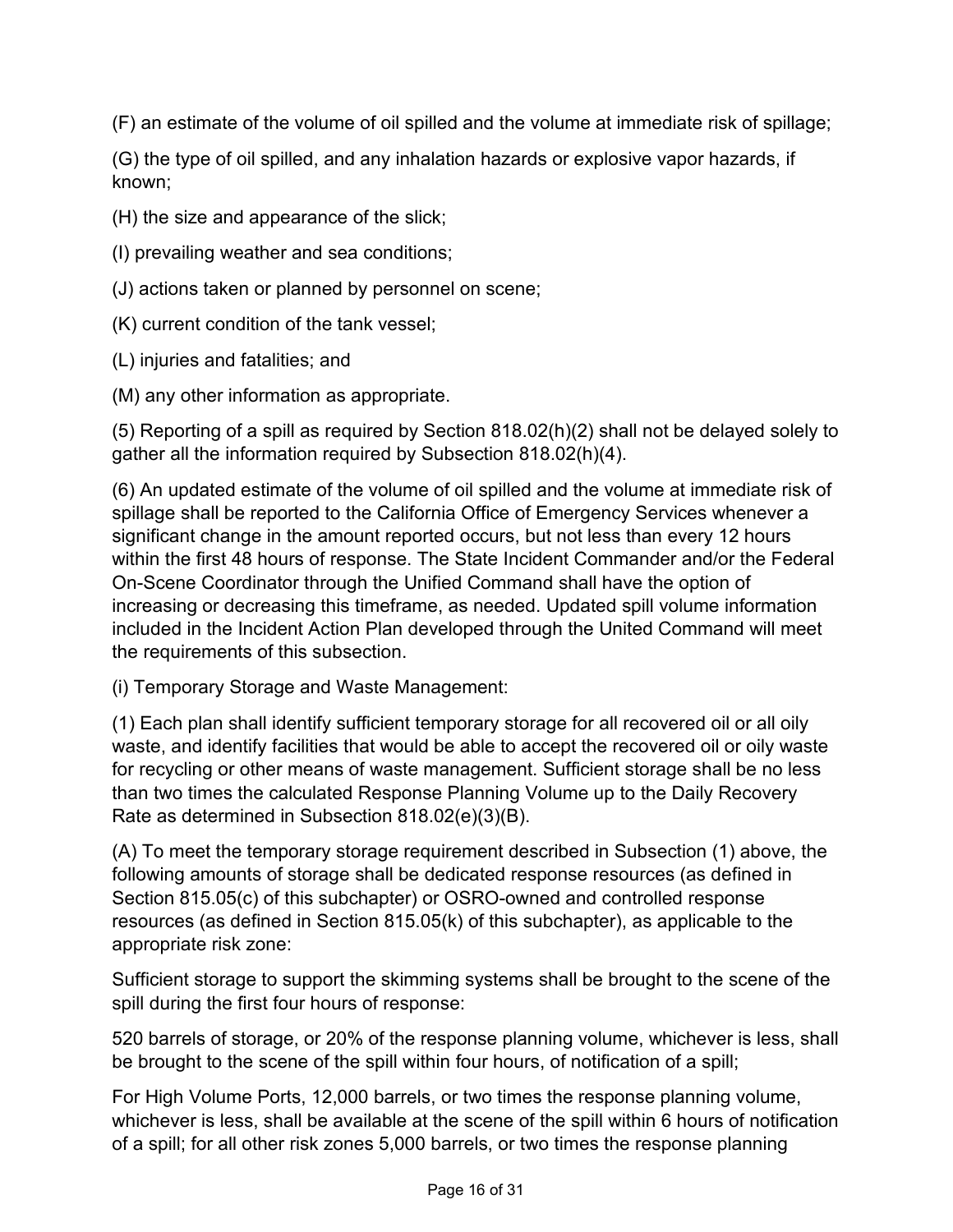(F) an estimate of the volume of oil spilled and the volume at immediate risk of spillage;

(G) the type of oil spilled, and any inhalation hazards or explosive vapor hazards, if known;

(H) the size and appearance of the slick;

(I) prevailing weather and sea conditions;

(J) actions taken or planned by personnel on scene;

(K) current condition of the tank vessel;

(L) injuries and fatalities; and

(M) any other information as appropriate.

(5) Reporting of a spill as required by Section 818.02(h)(2) shall not be delayed solely to gather all the information required by Subsection 818.02(h)(4).

(6) An updated estimate of the volume of oil spilled and the volume at immediate risk of spillage shall be reported to the California Office of Emergency Services whenever a significant change in the amount reported occurs, but not less than every 12 hours within the first 48 hours of response. The State Incident Commander and/or the Federal On-Scene Coordinator through the Unified Command shall have the option of increasing or decreasing this timeframe, as needed. Updated spill volume information included in the Incident Action Plan developed through the United Command will meet the requirements of this subsection.

(i) Temporary Storage and Waste Management:

(1) Each plan shall identify sufficient temporary storage for all recovered oil or all oily waste, and identify facilities that would be able to accept the recovered oil or oily waste for recycling or other means of waste management. Sufficient storage shall be no less than two times the calculated Response Planning Volume up to the Daily Recovery Rate as determined in Subsection 818.02(e)(3)(B).

(A) To meet the temporary storage requirement described in Subsection (1) above, the following amounts of storage shall be dedicated response resources (as defined in Section 815.05(c) of this subchapter) or OSRO-owned and controlled response resources (as defined in Section 815.05(k) of this subchapter), as applicable to the appropriate risk zone:

Sufficient storage to support the skimming systems shall be brought to the scene of the spill during the first four hours of response:

520 barrels of storage, or 20% of the response planning volume, whichever is less, shall be brought to the scene of the spill within four hours, of notification of a spill;

For High Volume Ports, 12,000 barrels, or two times the response planning volume, whichever is less, shall be available at the scene of the spill within 6 hours of notification of a spill; for all other risk zones 5,000 barrels, or two times the response planning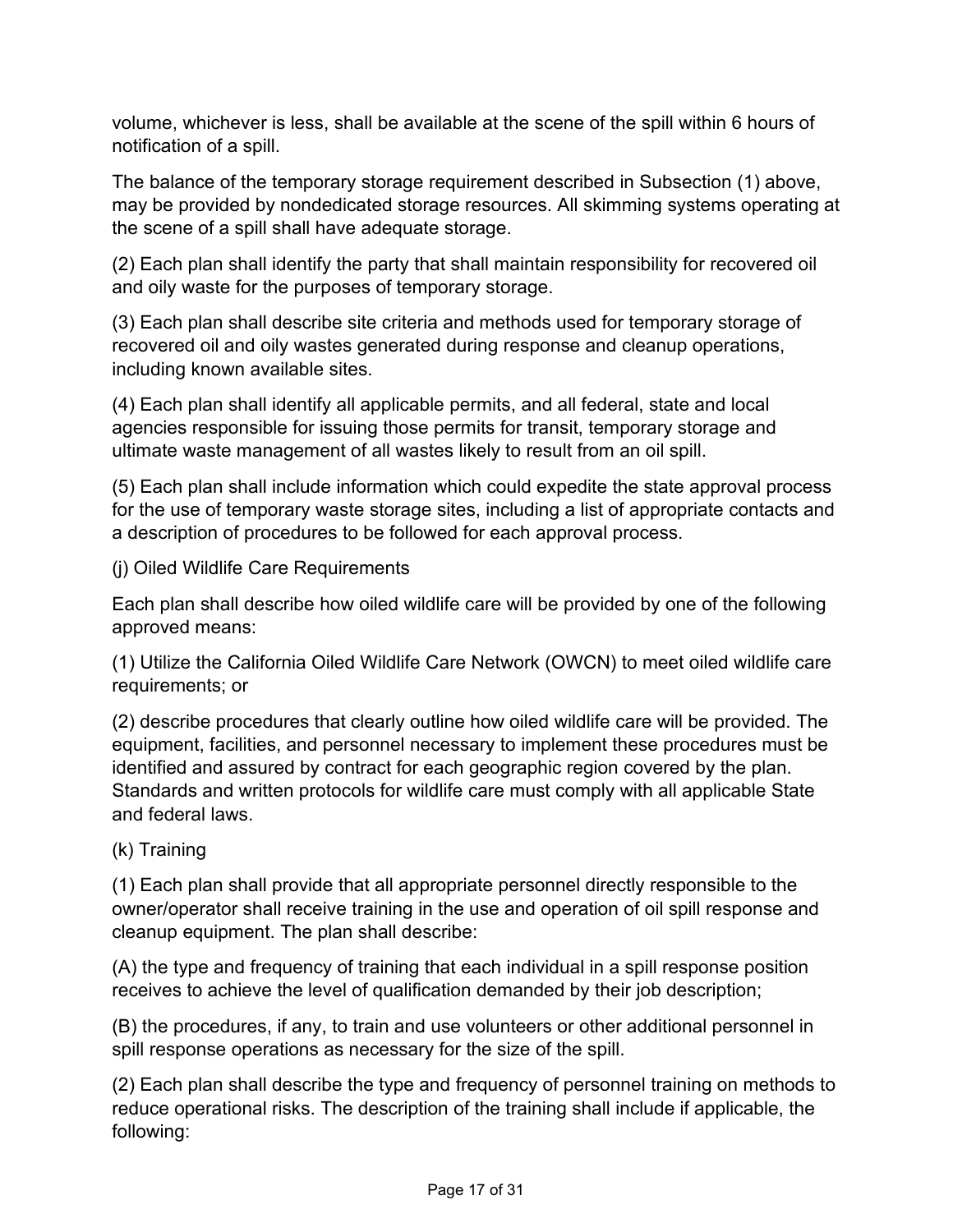volume, whichever is less, shall be available at the scene of the spill within 6 hours of notification of a spill.

The balance of the temporary storage requirement described in Subsection (1) above, may be provided by nondedicated storage resources. All skimming systems operating at the scene of a spill shall have adequate storage.

(2) Each plan shall identify the party that shall maintain responsibility for recovered oil and oily waste for the purposes of temporary storage.

(3) Each plan shall describe site criteria and methods used for temporary storage of recovered oil and oily wastes generated during response and cleanup operations, including known available sites.

(4) Each plan shall identify all applicable permits, and all federal, state and local agencies responsible for issuing those permits for transit, temporary storage and ultimate waste management of all wastes likely to result from an oil spill.

(5) Each plan shall include information which could expedite the state approval process for the use of temporary waste storage sites, including a list of appropriate contacts and a description of procedures to be followed for each approval process.

(j) Oiled Wildlife Care Requirements

Each plan shall describe how oiled wildlife care will be provided by one of the following approved means:

(1) Utilize the California Oiled Wildlife Care Network (OWCN) to meet oiled wildlife care requirements; or

(2) describe procedures that clearly outline how oiled wildlife care will be provided. The equipment, facilities, and personnel necessary to implement these procedures must be identified and assured by contract for each geographic region covered by the plan. Standards and written protocols for wildlife care must comply with all applicable State and federal laws.

(k) Training

(1) Each plan shall provide that all appropriate personnel directly responsible to the owner/operator shall receive training in the use and operation of oil spill response and cleanup equipment. The plan shall describe:

(A) the type and frequency of training that each individual in a spill response position receives to achieve the level of qualification demanded by their job description;

(B) the procedures, if any, to train and use volunteers or other additional personnel in spill response operations as necessary for the size of the spill.

(2) Each plan shall describe the type and frequency of personnel training on methods to reduce operational risks. The description of the training shall include if applicable, the following: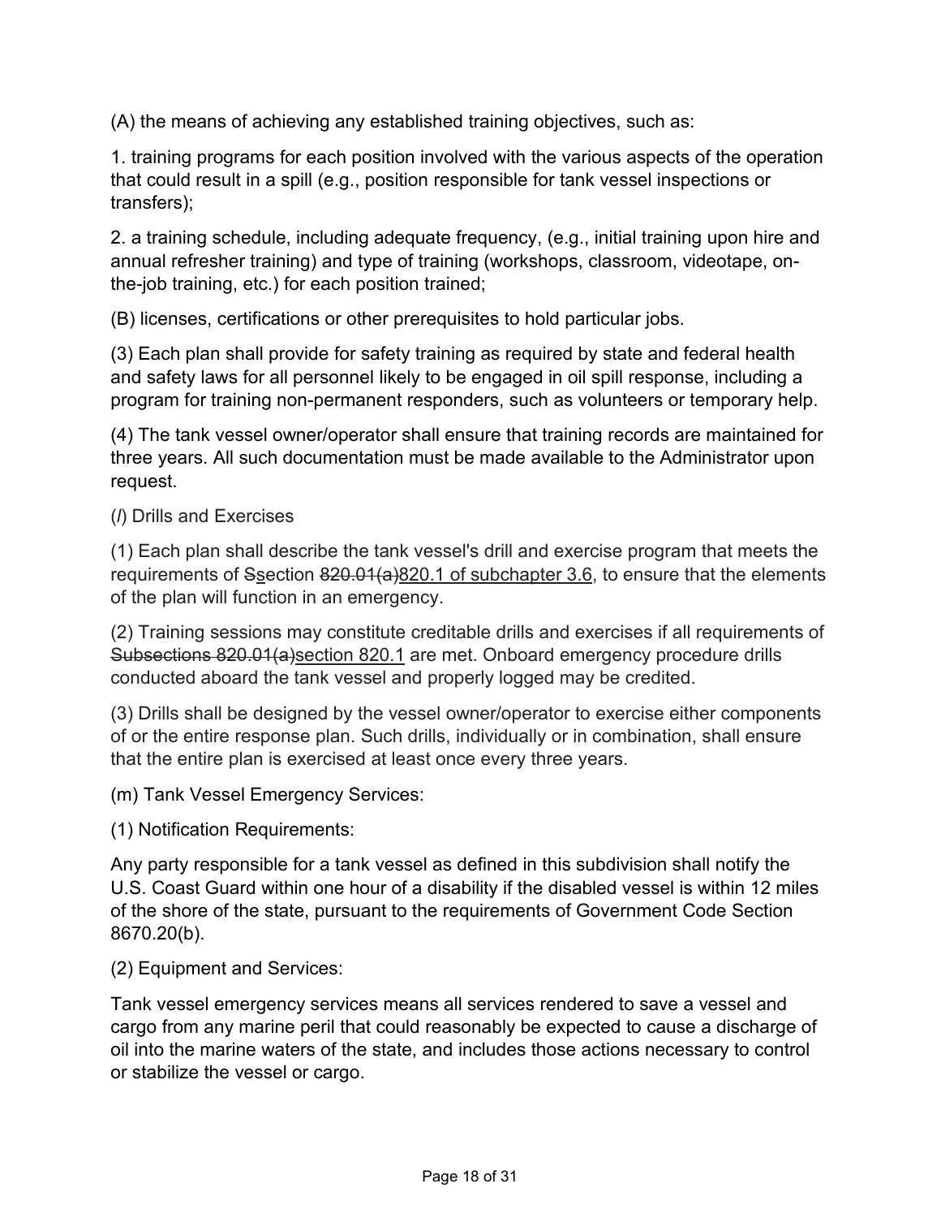(A) the means of achieving any established training objectives, such as:

1. training programs for each position involved with the various aspects of the operation that could result in a spill (e.g., position responsible for tank vessel inspections or transfers);

2. a training schedule, including adequate frequency, (e.g., initial training upon hire and annual refresher training) and type of training (workshops, classroom, videotape, on-the-job training, etc.) for each position trained;

(B) licenses, certifications or other prerequisites to hold particular jobs.

(3) Each plan shall provide for safety training as required by state and federal health and safety laws for all personnel likely to be engaged in oil spill response, including a program for training non-permanent responders, such as volunteers or temporary help.

(4) The tank vessel owner/operator shall ensure that training records are maintained for three years. All such documentation must be made available to the Administrator upon request.

(*l*) Drills and Exercises

(1) Each plan shall describe the tank vessel's drill and exercise program that meets the requirements of ~~S~~<u>s</u>ection ~~820.01(a)~~<u>820.1 of subchapter 3.6</u>, to ensure that the elements of the plan will function in an emergency.

(2) Training sessions may constitute creditable drills and exercises if all requirements of ~~Subsections 820.01(a)~~<u>section 820.1</u> are met. Onboard emergency procedure drills conducted aboard the tank vessel and properly logged may be credited.

(3) Drills shall be designed by the vessel owner/operator to exercise either components of or the entire response plan. Such drills, individually or in combination, shall ensure that the entire plan is exercised at least once every three years.

(m) Tank Vessel Emergency Services:

(1) Notification Requirements:

Any party responsible for a tank vessel as defined in this subdivision shall notify the U.S. Coast Guard within one hour of a disability if the disabled vessel is within 12 miles of the shore of the state, pursuant to the requirements of Government Code Section 8670.20(b).

(2) Equipment and Services:

Tank vessel emergency services means all services rendered to save a vessel and cargo from any marine peril that could reasonably be expected to cause a discharge of oil into the marine waters of the state, and includes those actions necessary to control or stabilize the vessel or cargo.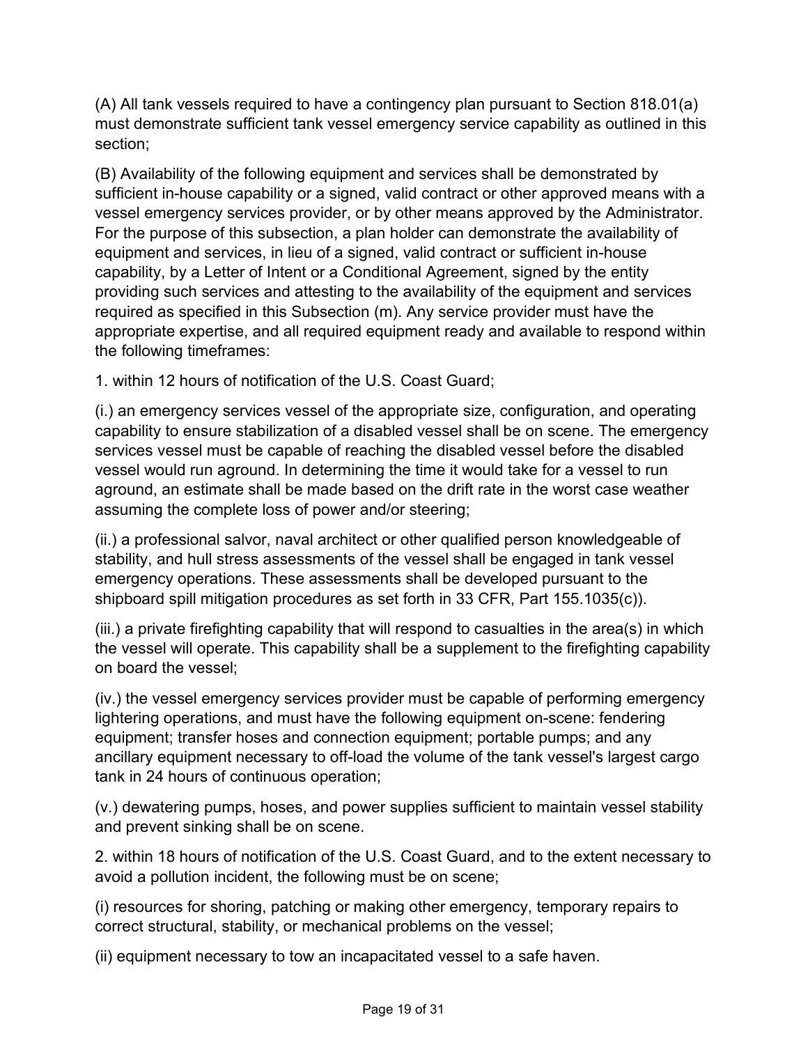(A) All tank vessels required to have a contingency plan pursuant to Section 818.01(a) must demonstrate sufficient tank vessel emergency service capability as outlined in this section;

(B) Availability of the following equipment and services shall be demonstrated by sufficient in-house capability or a signed, valid contract or other approved means with a vessel emergency services provider, or by other means approved by the Administrator. For the purpose of this subsection, a plan holder can demonstrate the availability of equipment and services, in lieu of a signed, valid contract or sufficient in-house capability, by a Letter of Intent or a Conditional Agreement, signed by the entity providing such services and attesting to the availability of the equipment and services required as specified in this Subsection (m). Any service provider must have the appropriate expertise, and all required equipment ready and available to respond within the following timeframes:

1. within 12 hours of notification of the U.S. Coast Guard;

(i.) an emergency services vessel of the appropriate size, configuration, and operating capability to ensure stabilization of a disabled vessel shall be on scene. The emergency services vessel must be capable of reaching the disabled vessel before the disabled vessel would run aground. In determining the time it would take for a vessel to run aground, an estimate shall be made based on the drift rate in the worst case weather assuming the complete loss of power and/or steering;

(ii.) a professional salvor, naval architect or other qualified person knowledgeable of stability, and hull stress assessments of the vessel shall be engaged in tank vessel emergency operations. These assessments shall be developed pursuant to the shipboard spill mitigation procedures as set forth in 33 CFR, Part 155.1035(c)).

(iii.) a private firefighting capability that will respond to casualties in the area(s) in which the vessel will operate. This capability shall be a supplement to the firefighting capability on board the vessel;

(iv.) the vessel emergency services provider must be capable of performing emergency lightering operations, and must have the following equipment on-scene: fendering equipment; transfer hoses and connection equipment; portable pumps; and any ancillary equipment necessary to off-load the volume of the tank vessel's largest cargo tank in 24 hours of continuous operation;

(v.) dewatering pumps, hoses, and power supplies sufficient to maintain vessel stability and prevent sinking shall be on scene.

2. within 18 hours of notification of the U.S. Coast Guard, and to the extent necessary to avoid a pollution incident, the following must be on scene;

(i) resources for shoring, patching or making other emergency, temporary repairs to correct structural, stability, or mechanical problems on the vessel;

(ii) equipment necessary to tow an incapacitated vessel to a safe haven.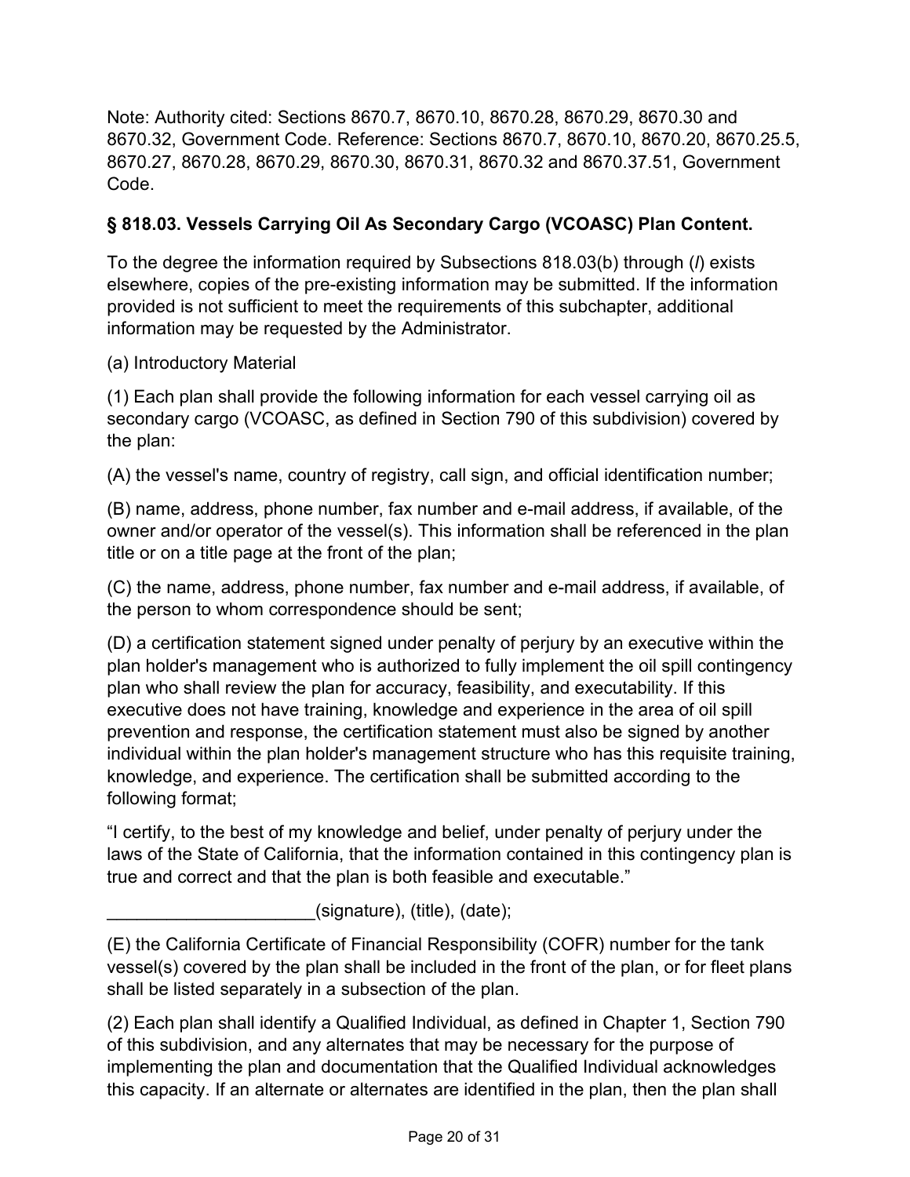Note: Authority cited: Sections 8670.7, 8670.10, 8670.28, 8670.29, 8670.30 and 8670.32, Government Code. Reference: Sections 8670.7, 8670.10, 8670.20, 8670.25.5, 8670.27, 8670.28, 8670.29, 8670.30, 8670.31, 8670.32 and 8670.37.51, Government Code.

### § 818.03. Vessels Carrying Oil As Secondary Cargo (VCOASC) Plan Content.

To the degree the information required by Subsections 818.03(b) through (*l*) exists elsewhere, copies of the pre-existing information may be submitted. If the information provided is not sufficient to meet the requirements of this subchapter, additional information may be requested by the Administrator.

(a) Introductory Material

(1) Each plan shall provide the following information for each vessel carrying oil as secondary cargo (VCOASC, as defined in Section 790 of this subdivision) covered by the plan:

(A) the vessel's name, country of registry, call sign, and official identification number;

(B) name, address, phone number, fax number and e-mail address, if available, of the owner and/or operator of the vessel(s). This information shall be referenced in the plan title or on a title page at the front of the plan;

(C) the name, address, phone number, fax number and e-mail address, if available, of the person to whom correspondence should be sent;

(D) a certification statement signed under penalty of perjury by an executive within the plan holder's management who is authorized to fully implement the oil spill contingency plan who shall review the plan for accuracy, feasibility, and executability. If this executive does not have training, knowledge and experience in the area of oil spill prevention and response, the certification statement must also be signed by another individual within the plan holder's management structure who has this requisite training, knowledge, and experience. The certification shall be submitted according to the following format;

"I certify, to the best of my knowledge and belief, under penalty of perjury under the laws of the State of California, that the information contained in this contingency plan is true and correct and that the plan is both feasible and executable."

_____________________(signature), (title), (date);

(E) the California Certificate of Financial Responsibility (COFR) number for the tank vessel(s) covered by the plan shall be included in the front of the plan, or for fleet plans shall be listed separately in a subsection of the plan.

(2) Each plan shall identify a Qualified Individual, as defined in Chapter 1, Section 790 of this subdivision, and any alternates that may be necessary for the purpose of implementing the plan and documentation that the Qualified Individual acknowledges this capacity. If an alternate or alternates are identified in the plan, then the plan shall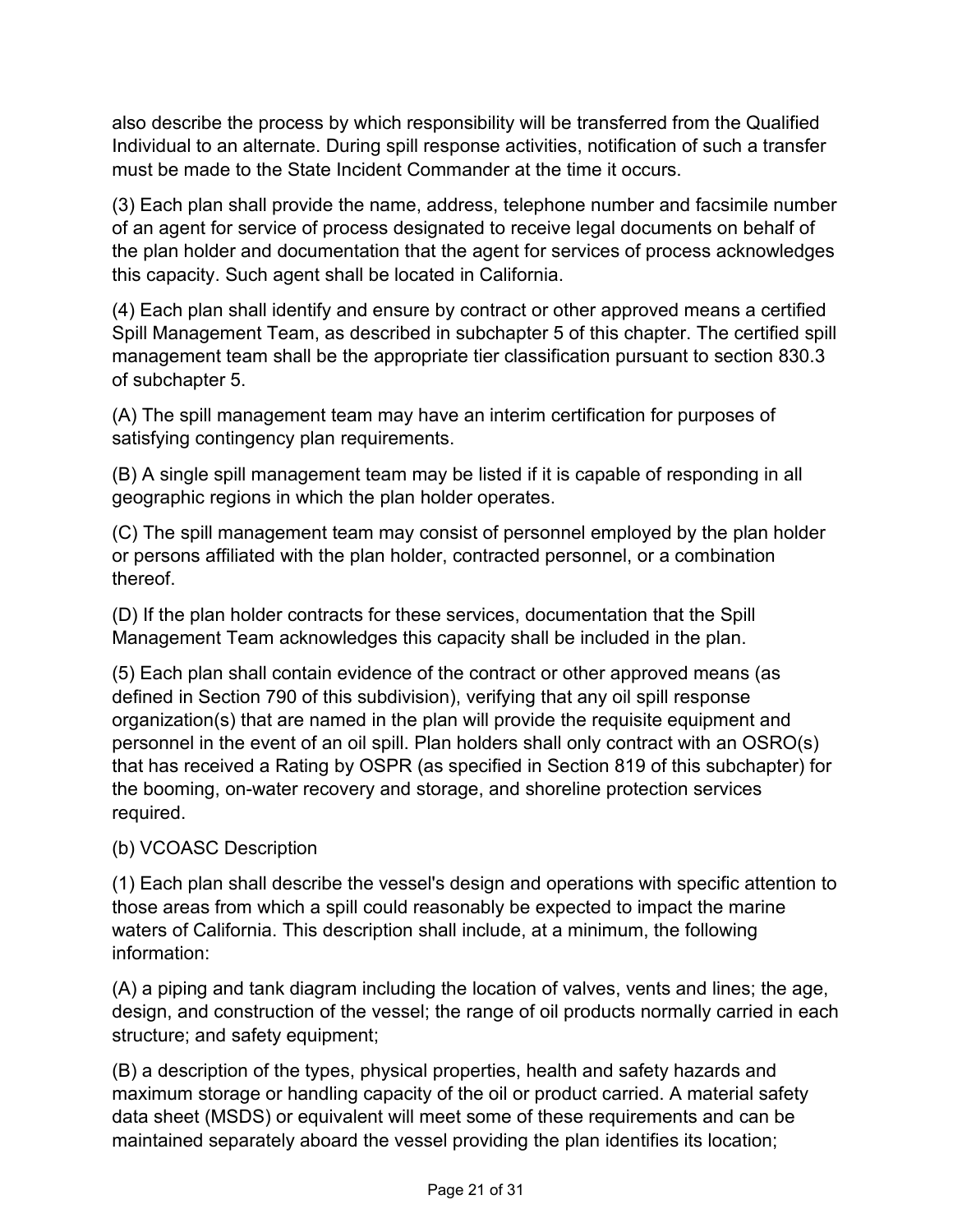also describe the process by which responsibility will be transferred from the Qualified Individual to an alternate. During spill response activities, notification of such a transfer must be made to the State Incident Commander at the time it occurs.

(3) Each plan shall provide the name, address, telephone number and facsimile number of an agent for service of process designated to receive legal documents on behalf of the plan holder and documentation that the agent for services of process acknowledges this capacity. Such agent shall be located in California.

(4) Each plan shall identify and ensure by contract or other approved means a certified Spill Management Team, as described in subchapter 5 of this chapter. The certified spill management team shall be the appropriate tier classification pursuant to section 830.3 of subchapter 5.

(A) The spill management team may have an interim certification for purposes of satisfying contingency plan requirements.

(B) A single spill management team may be listed if it is capable of responding in all geographic regions in which the plan holder operates.

(C) The spill management team may consist of personnel employed by the plan holder or persons affiliated with the plan holder, contracted personnel, or a combination thereof.

(D) If the plan holder contracts for these services, documentation that the Spill Management Team acknowledges this capacity shall be included in the plan.

(5) Each plan shall contain evidence of the contract or other approved means (as defined in Section 790 of this subdivision), verifying that any oil spill response organization(s) that are named in the plan will provide the requisite equipment and personnel in the event of an oil spill. Plan holders shall only contract with an OSRO(s) that has received a Rating by OSPR (as specified in Section 819 of this subchapter) for the booming, on-water recovery and storage, and shoreline protection services required.

(b) VCOASC Description

(1) Each plan shall describe the vessel's design and operations with specific attention to those areas from which a spill could reasonably be expected to impact the marine waters of California. This description shall include, at a minimum, the following information:

(A) a piping and tank diagram including the location of valves, vents and lines; the age, design, and construction of the vessel; the range of oil products normally carried in each structure; and safety equipment;

(B) a description of the types, physical properties, health and safety hazards and maximum storage or handling capacity of the oil or product carried. A material safety data sheet (MSDS) or equivalent will meet some of these requirements and can be maintained separately aboard the vessel providing the plan identifies its location;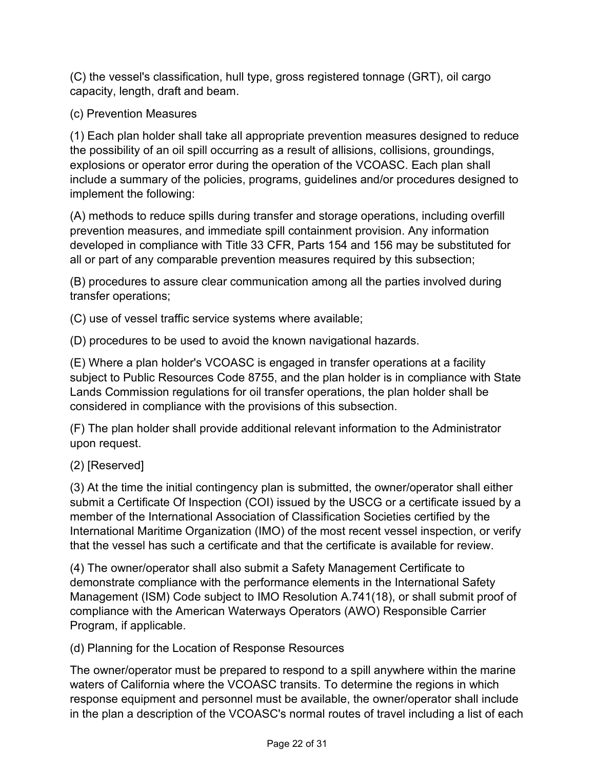(C) the vessel's classification, hull type, gross registered tonnage (GRT), oil cargo capacity, length, draft and beam.

(c) Prevention Measures

(1) Each plan holder shall take all appropriate prevention measures designed to reduce the possibility of an oil spill occurring as a result of allisions, collisions, groundings, explosions or operator error during the operation of the VCOASC. Each plan shall include a summary of the policies, programs, guidelines and/or procedures designed to implement the following:

(A) methods to reduce spills during transfer and storage operations, including overfill prevention measures, and immediate spill containment provision. Any information developed in compliance with Title 33 CFR, Parts 154 and 156 may be substituted for all or part of any comparable prevention measures required by this subsection;

(B) procedures to assure clear communication among all the parties involved during transfer operations;

(C) use of vessel traffic service systems where available;

(D) procedures to be used to avoid the known navigational hazards.

(E) Where a plan holder's VCOASC is engaged in transfer operations at a facility subject to Public Resources Code 8755, and the plan holder is in compliance with State Lands Commission regulations for oil transfer operations, the plan holder shall be considered in compliance with the provisions of this subsection.

(F) The plan holder shall provide additional relevant information to the Administrator upon request.

(2) [Reserved]

(3) At the time the initial contingency plan is submitted, the owner/operator shall either submit a Certificate Of Inspection (COI) issued by the USCG or a certificate issued by a member of the International Association of Classification Societies certified by the International Maritime Organization (IMO) of the most recent vessel inspection, or verify that the vessel has such a certificate and that the certificate is available for review.

(4) The owner/operator shall also submit a Safety Management Certificate to demonstrate compliance with the performance elements in the International Safety Management (ISM) Code subject to IMO Resolution A.741(18), or shall submit proof of compliance with the American Waterways Operators (AWO) Responsible Carrier Program, if applicable.

(d) Planning for the Location of Response Resources

The owner/operator must be prepared to respond to a spill anywhere within the marine waters of California where the VCOASC transits. To determine the regions in which response equipment and personnel must be available, the owner/operator shall include in the plan a description of the VCOASC's normal routes of travel including a list of each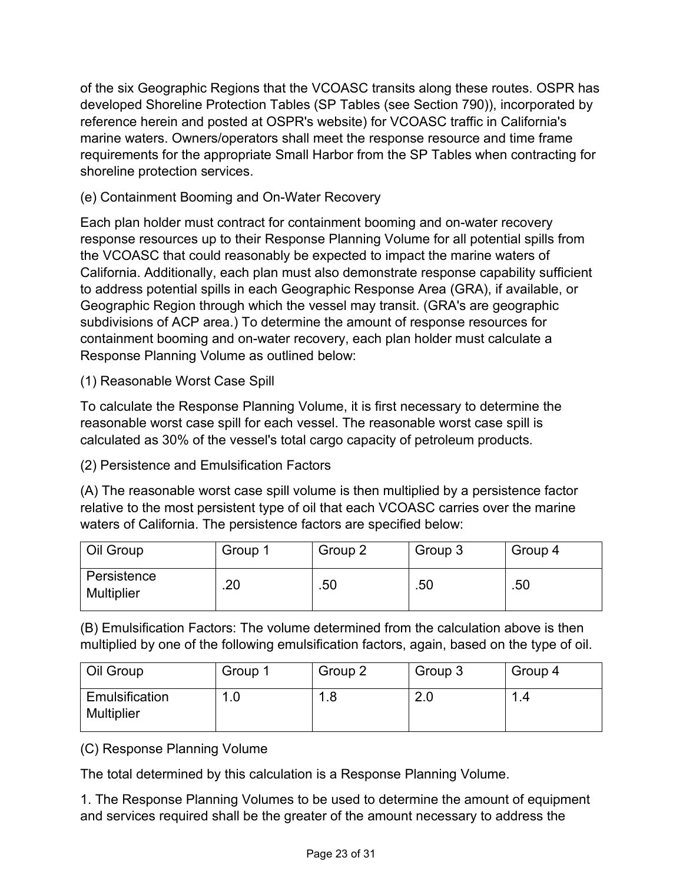of the six Geographic Regions that the VCOASC transits along these routes. OSPR has developed Shoreline Protection Tables (SP Tables (see Section 790)), incorporated by reference herein and posted at OSPR's website) for VCOASC traffic in California's marine waters. Owners/operators shall meet the response resource and time frame requirements for the appropriate Small Harbor from the SP Tables when contracting for shoreline protection services.

(e) Containment Booming and On-Water Recovery

Each plan holder must contract for containment booming and on-water recovery response resources up to their Response Planning Volume for all potential spills from the VCOASC that could reasonably be expected to impact the marine waters of California. Additionally, each plan must also demonstrate response capability sufficient to address potential spills in each Geographic Response Area (GRA), if available, or Geographic Region through which the vessel may transit. (GRA's are geographic subdivisions of ACP area.) To determine the amount of response resources for containment booming and on-water recovery, each plan holder must calculate a Response Planning Volume as outlined below:

(1) Reasonable Worst Case Spill

To calculate the Response Planning Volume, it is first necessary to determine the reasonable worst case spill for each vessel. The reasonable worst case spill is calculated as 30% of the vessel's total cargo capacity of petroleum products.

(2) Persistence and Emulsification Factors

(A) The reasonable worst case spill volume is then multiplied by a persistence factor relative to the most persistent type of oil that each VCOASC carries over the marine waters of California. The persistence factors are specified below:

| Oil Group | Group 1 | Group 2 | Group 3 | Group 4 |
|---|---|---|---|---|
| Persistence Multiplier | .20 | .50 | .50 | .50 |

(B) Emulsification Factors: The volume determined from the calculation above is then multiplied by one of the following emulsification factors, again, based on the type of oil.

| Oil Group | Group 1 | Group 2 | Group 3 | Group 4 |
|---|---|---|---|---|
| Emulsification Multiplier | 1.0 | 1.8 | 2.0 | 1.4 |

(C) Response Planning Volume

The total determined by this calculation is a Response Planning Volume.

1. The Response Planning Volumes to be used to determine the amount of equipment and services required shall be the greater of the amount necessary to address the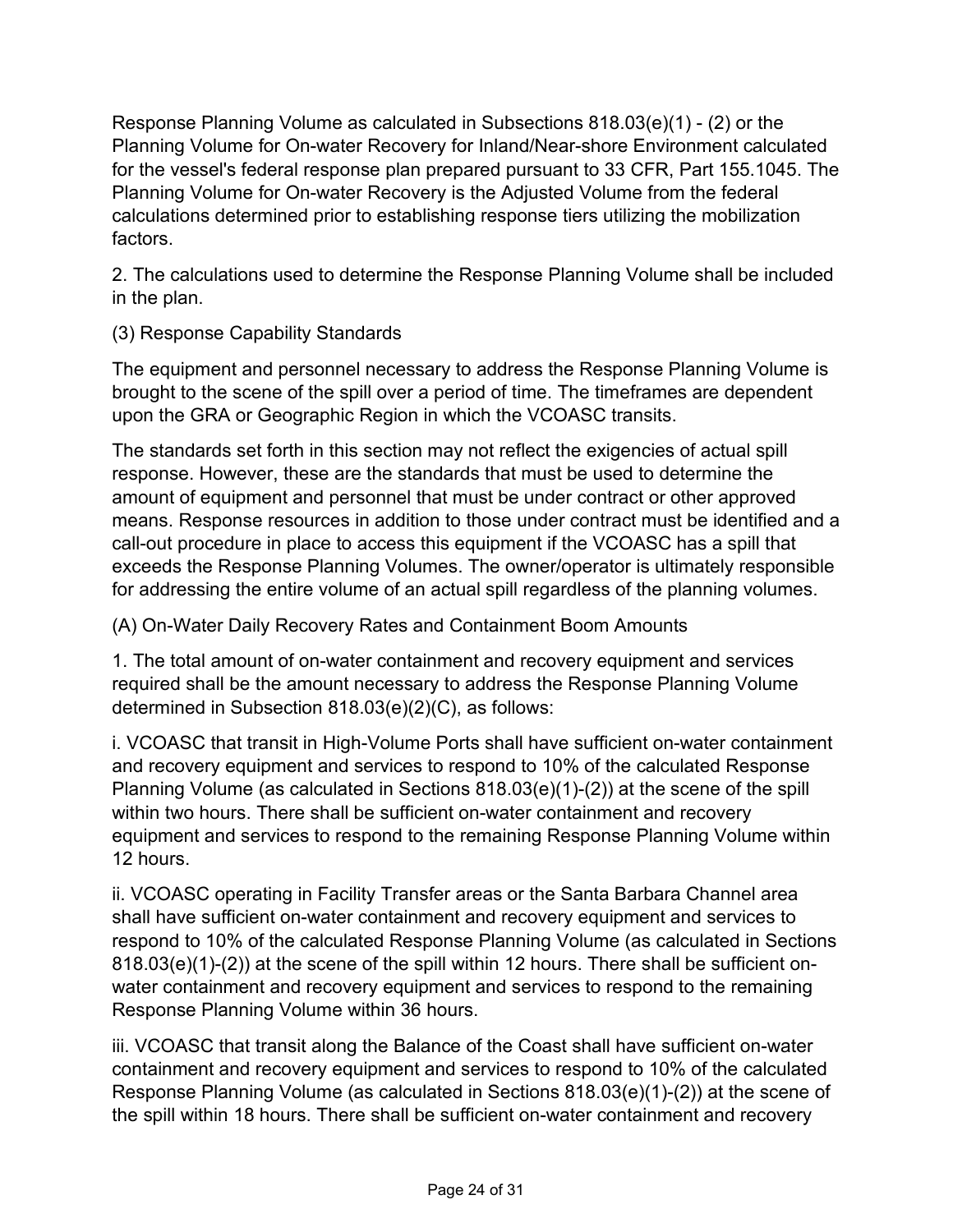Response Planning Volume as calculated in Subsections 818.03(e)(1) - (2) or the Planning Volume for On-water Recovery for Inland/Near-shore Environment calculated for the vessel's federal response plan prepared pursuant to 33 CFR, Part 155.1045. The Planning Volume for On-water Recovery is the Adjusted Volume from the federal calculations determined prior to establishing response tiers utilizing the mobilization factors.

2. The calculations used to determine the Response Planning Volume shall be included in the plan.

(3) Response Capability Standards

The equipment and personnel necessary to address the Response Planning Volume is brought to the scene of the spill over a period of time. The timeframes are dependent upon the GRA or Geographic Region in which the VCOASC transits.

The standards set forth in this section may not reflect the exigencies of actual spill response. However, these are the standards that must be used to determine the amount of equipment and personnel that must be under contract or other approved means. Response resources in addition to those under contract must be identified and a call-out procedure in place to access this equipment if the VCOASC has a spill that exceeds the Response Planning Volumes. The owner/operator is ultimately responsible for addressing the entire volume of an actual spill regardless of the planning volumes.

(A) On-Water Daily Recovery Rates and Containment Boom Amounts

1. The total amount of on-water containment and recovery equipment and services required shall be the amount necessary to address the Response Planning Volume determined in Subsection 818.03(e)(2)(C), as follows:

i. VCOASC that transit in High-Volume Ports shall have sufficient on-water containment and recovery equipment and services to respond to 10% of the calculated Response Planning Volume (as calculated in Sections 818.03(e)(1)-(2)) at the scene of the spill within two hours. There shall be sufficient on-water containment and recovery equipment and services to respond to the remaining Response Planning Volume within 12 hours.

ii. VCOASC operating in Facility Transfer areas or the Santa Barbara Channel area shall have sufficient on-water containment and recovery equipment and services to respond to 10% of the calculated Response Planning Volume (as calculated in Sections 818.03(e)(1)-(2)) at the scene of the spill within 12 hours. There shall be sufficient on-water containment and recovery equipment and services to respond to the remaining Response Planning Volume within 36 hours.

iii. VCOASC that transit along the Balance of the Coast shall have sufficient on-water containment and recovery equipment and services to respond to 10% of the calculated Response Planning Volume (as calculated in Sections 818.03(e)(1)-(2)) at the scene of the spill within 18 hours. There shall be sufficient on-water containment and recovery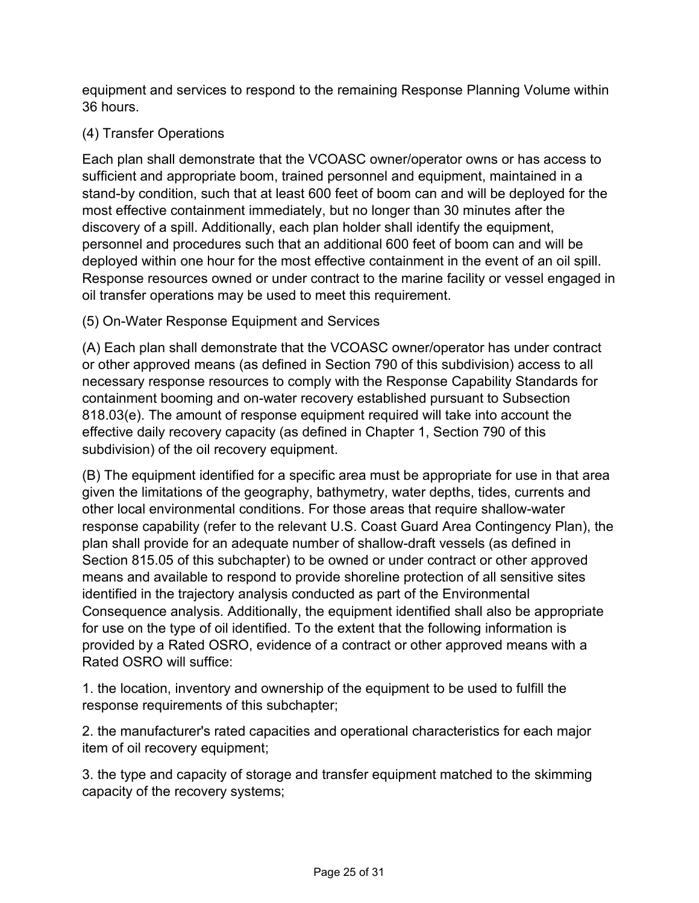equipment and services to respond to the remaining Response Planning Volume within 36 hours.

(4) Transfer Operations

Each plan shall demonstrate that the VCOASC owner/operator owns or has access to sufficient and appropriate boom, trained personnel and equipment, maintained in a stand-by condition, such that at least 600 feet of boom can and will be deployed for the most effective containment immediately, but no longer than 30 minutes after the discovery of a spill. Additionally, each plan holder shall identify the equipment, personnel and procedures such that an additional 600 feet of boom can and will be deployed within one hour for the most effective containment in the event of an oil spill. Response resources owned or under contract to the marine facility or vessel engaged in oil transfer operations may be used to meet this requirement.

(5) On-Water Response Equipment and Services

(A) Each plan shall demonstrate that the VCOASC owner/operator has under contract or other approved means (as defined in Section 790 of this subdivision) access to all necessary response resources to comply with the Response Capability Standards for containment booming and on-water recovery established pursuant to Subsection 818.03(e). The amount of response equipment required will take into account the effective daily recovery capacity (as defined in Chapter 1, Section 790 of this subdivision) of the oil recovery equipment.

(B) The equipment identified for a specific area must be appropriate for use in that area given the limitations of the geography, bathymetry, water depths, tides, currents and other local environmental conditions. For those areas that require shallow-water response capability (refer to the relevant U.S. Coast Guard Area Contingency Plan), the plan shall provide for an adequate number of shallow-draft vessels (as defined in Section 815.05 of this subchapter) to be owned or under contract or other approved means and available to respond to provide shoreline protection of all sensitive sites identified in the trajectory analysis conducted as part of the Environmental Consequence analysis. Additionally, the equipment identified shall also be appropriate for use on the type of oil identified. To the extent that the following information is provided by a Rated OSRO, evidence of a contract or other approved means with a Rated OSRO will suffice:

1. the location, inventory and ownership of the equipment to be used to fulfill the response requirements of this subchapter;

2. the manufacturer's rated capacities and operational characteristics for each major item of oil recovery equipment;

3. the type and capacity of storage and transfer equipment matched to the skimming capacity of the recovery systems;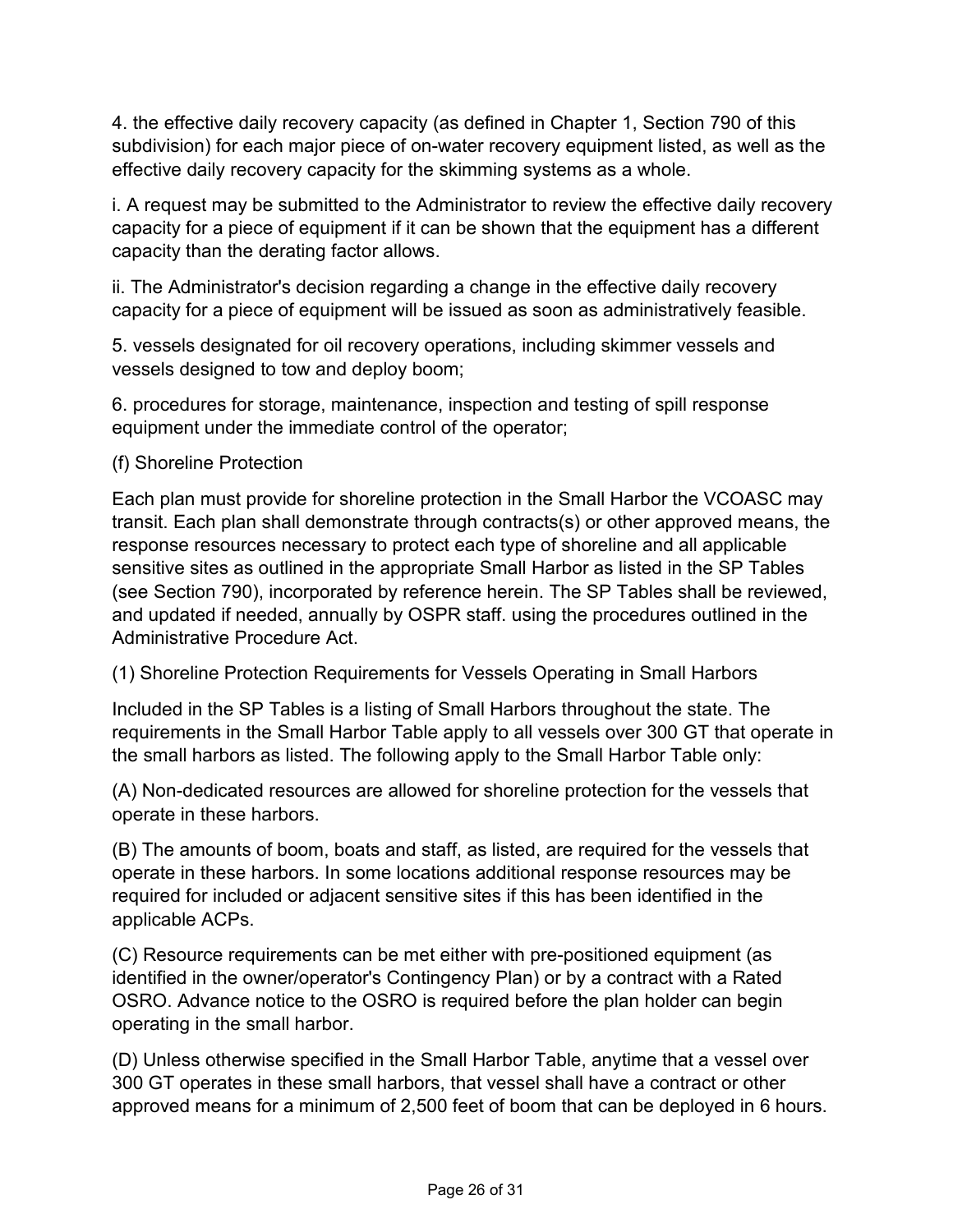4. the effective daily recovery capacity (as defined in Chapter 1, Section 790 of this subdivision) for each major piece of on-water recovery equipment listed, as well as the effective daily recovery capacity for the skimming systems as a whole.

i. A request may be submitted to the Administrator to review the effective daily recovery capacity for a piece of equipment if it can be shown that the equipment has a different capacity than the derating factor allows.

ii. The Administrator's decision regarding a change in the effective daily recovery capacity for a piece of equipment will be issued as soon as administratively feasible.

5. vessels designated for oil recovery operations, including skimmer vessels and vessels designed to tow and deploy boom;

6. procedures for storage, maintenance, inspection and testing of spill response equipment under the immediate control of the operator;

(f) Shoreline Protection

Each plan must provide for shoreline protection in the Small Harbor the VCOASC may transit. Each plan shall demonstrate through contracts(s) or other approved means, the response resources necessary to protect each type of shoreline and all applicable sensitive sites as outlined in the appropriate Small Harbor as listed in the SP Tables (see Section 790), incorporated by reference herein. The SP Tables shall be reviewed, and updated if needed, annually by OSPR staff. using the procedures outlined in the Administrative Procedure Act.

(1) Shoreline Protection Requirements for Vessels Operating in Small Harbors

Included in the SP Tables is a listing of Small Harbors throughout the state. The requirements in the Small Harbor Table apply to all vessels over 300 GT that operate in the small harbors as listed. The following apply to the Small Harbor Table only:

(A) Non-dedicated resources are allowed for shoreline protection for the vessels that operate in these harbors.

(B) The amounts of boom, boats and staff, as listed, are required for the vessels that operate in these harbors. In some locations additional response resources may be required for included or adjacent sensitive sites if this has been identified in the applicable ACPs.

(C) Resource requirements can be met either with pre-positioned equipment (as identified in the owner/operator's Contingency Plan) or by a contract with a Rated OSRO. Advance notice to the OSRO is required before the plan holder can begin operating in the small harbor.

(D) Unless otherwise specified in the Small Harbor Table, anytime that a vessel over 300 GT operates in these small harbors, that vessel shall have a contract or other approved means for a minimum of 2,500 feet of boom that can be deployed in 6 hours.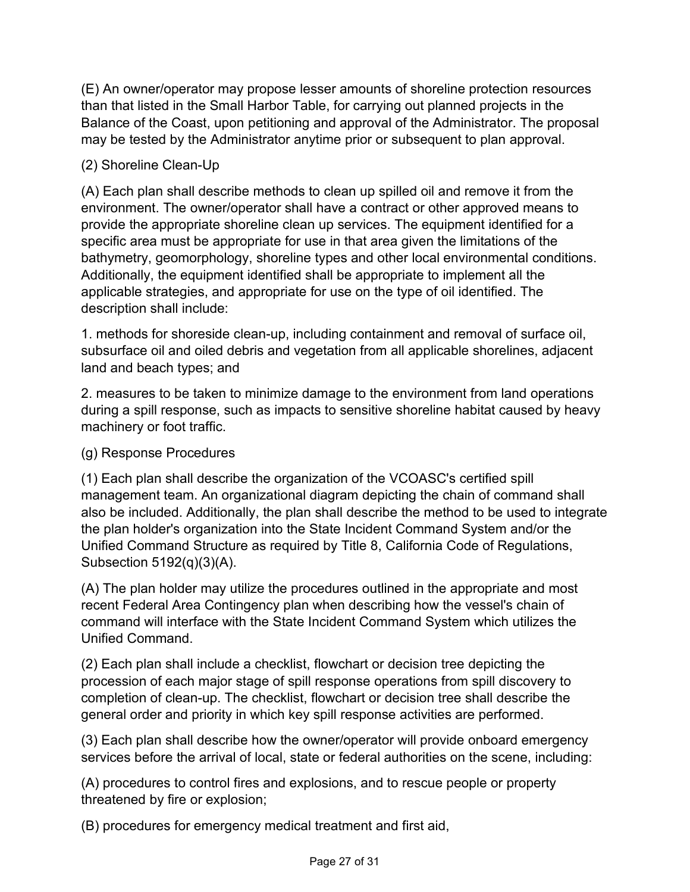(E) An owner/operator may propose lesser amounts of shoreline protection resources than that listed in the Small Harbor Table, for carrying out planned projects in the Balance of the Coast, upon petitioning and approval of the Administrator. The proposal may be tested by the Administrator anytime prior or subsequent to plan approval.

(2) Shoreline Clean-Up

(A) Each plan shall describe methods to clean up spilled oil and remove it from the environment. The owner/operator shall have a contract or other approved means to provide the appropriate shoreline clean up services. The equipment identified for a specific area must be appropriate for use in that area given the limitations of the bathymetry, geomorphology, shoreline types and other local environmental conditions. Additionally, the equipment identified shall be appropriate to implement all the applicable strategies, and appropriate for use on the type of oil identified. The description shall include:

1. methods for shoreside clean-up, including containment and removal of surface oil, subsurface oil and oiled debris and vegetation from all applicable shorelines, adjacent land and beach types; and

2. measures to be taken to minimize damage to the environment from land operations during a spill response, such as impacts to sensitive shoreline habitat caused by heavy machinery or foot traffic.

(g) Response Procedures

(1) Each plan shall describe the organization of the VCOASC's certified spill management team. An organizational diagram depicting the chain of command shall also be included. Additionally, the plan shall describe the method to be used to integrate the plan holder's organization into the State Incident Command System and/or the Unified Command Structure as required by Title 8, California Code of Regulations, Subsection 5192(q)(3)(A).

(A) The plan holder may utilize the procedures outlined in the appropriate and most recent Federal Area Contingency plan when describing how the vessel's chain of command will interface with the State Incident Command System which utilizes the Unified Command.

(2) Each plan shall include a checklist, flowchart or decision tree depicting the procession of each major stage of spill response operations from spill discovery to completion of clean-up. The checklist, flowchart or decision tree shall describe the general order and priority in which key spill response activities are performed.

(3) Each plan shall describe how the owner/operator will provide onboard emergency services before the arrival of local, state or federal authorities on the scene, including:

(A) procedures to control fires and explosions, and to rescue people or property threatened by fire or explosion;

(B) procedures for emergency medical treatment and first aid,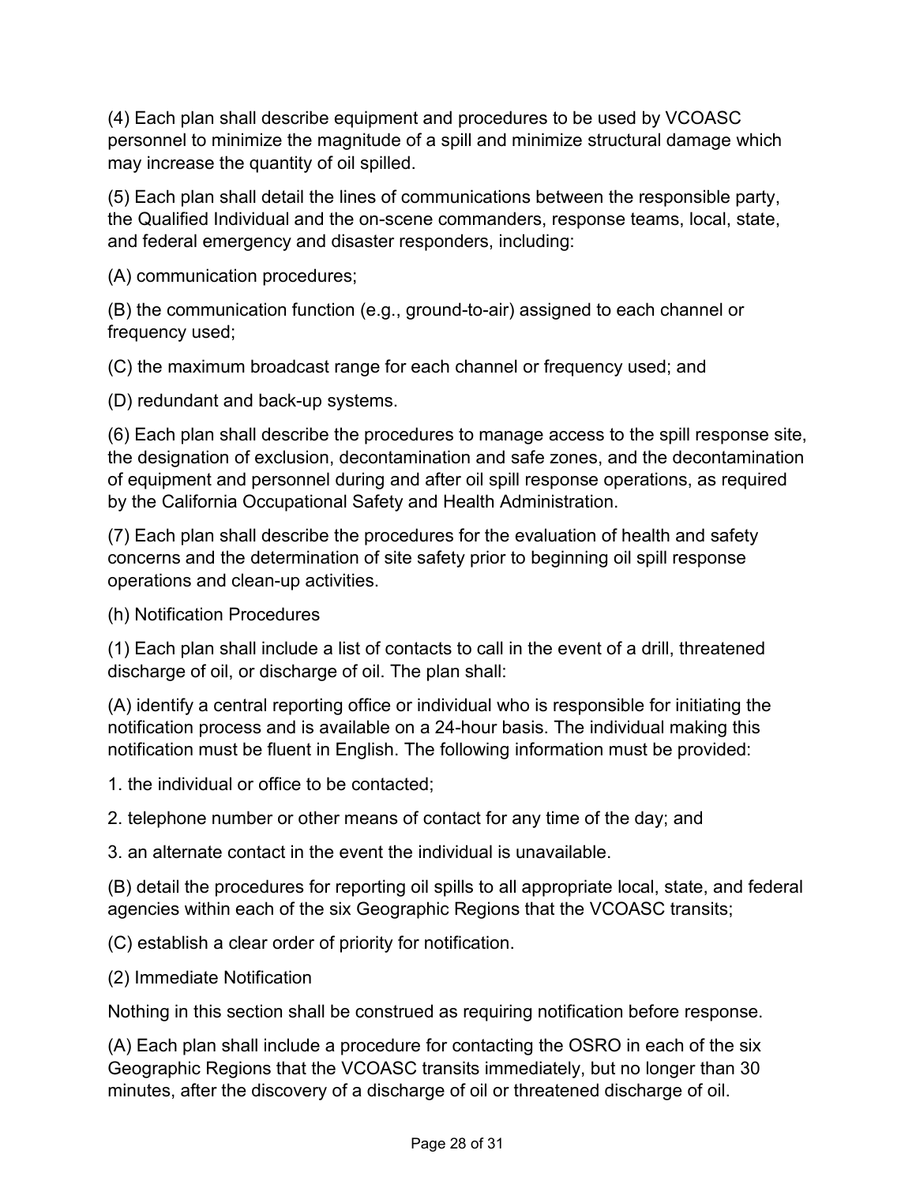(4) Each plan shall describe equipment and procedures to be used by VCOASC personnel to minimize the magnitude of a spill and minimize structural damage which may increase the quantity of oil spilled.

(5) Each plan shall detail the lines of communications between the responsible party, the Qualified Individual and the on-scene commanders, response teams, local, state, and federal emergency and disaster responders, including:

(A) communication procedures;

(B) the communication function (e.g., ground-to-air) assigned to each channel or frequency used;

(C) the maximum broadcast range for each channel or frequency used; and

(D) redundant and back-up systems.

(6) Each plan shall describe the procedures to manage access to the spill response site, the designation of exclusion, decontamination and safe zones, and the decontamination of equipment and personnel during and after oil spill response operations, as required by the California Occupational Safety and Health Administration.

(7) Each plan shall describe the procedures for the evaluation of health and safety concerns and the determination of site safety prior to beginning oil spill response operations and clean-up activities.

(h) Notification Procedures

(1) Each plan shall include a list of contacts to call in the event of a drill, threatened discharge of oil, or discharge of oil. The plan shall:

(A) identify a central reporting office or individual who is responsible for initiating the notification process and is available on a 24-hour basis. The individual making this notification must be fluent in English. The following information must be provided:

1. the individual or office to be contacted;

2. telephone number or other means of contact for any time of the day; and

3. an alternate contact in the event the individual is unavailable.

(B) detail the procedures for reporting oil spills to all appropriate local, state, and federal agencies within each of the six Geographic Regions that the VCOASC transits;

(C) establish a clear order of priority for notification.

(2) Immediate Notification

Nothing in this section shall be construed as requiring notification before response.

(A) Each plan shall include a procedure for contacting the OSRO in each of the six Geographic Regions that the VCOASC transits immediately, but no longer than 30 minutes, after the discovery of a discharge of oil or threatened discharge of oil.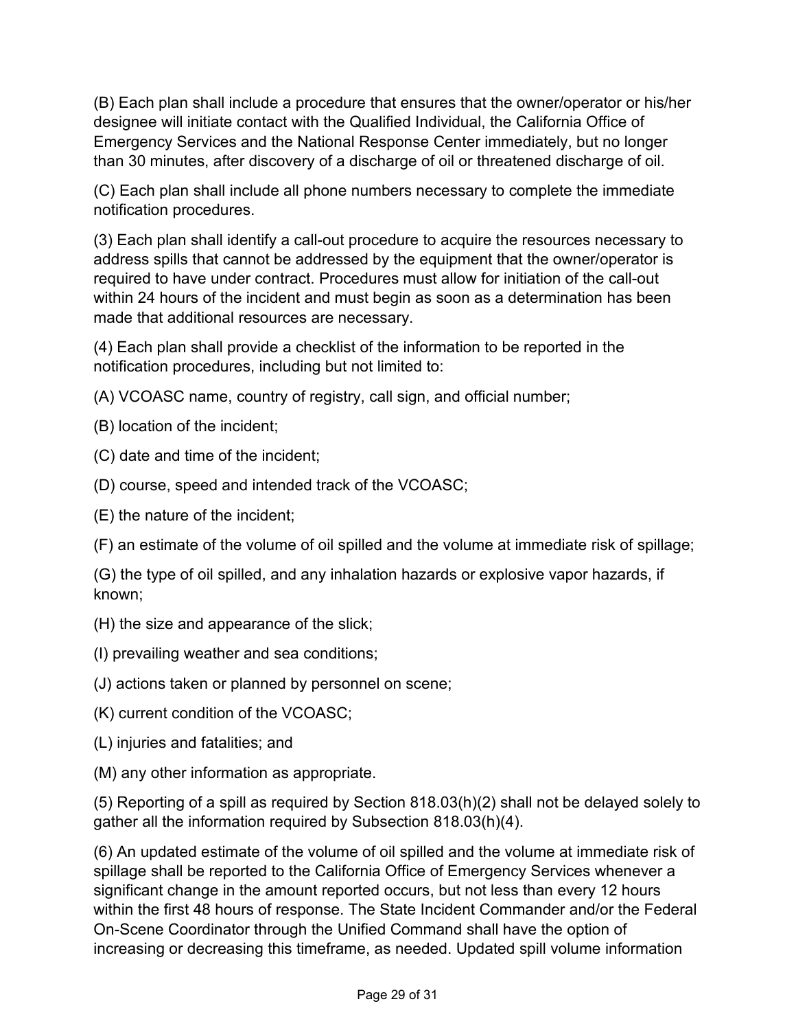(B) Each plan shall include a procedure that ensures that the owner/operator or his/her designee will initiate contact with the Qualified Individual, the California Office of Emergency Services and the National Response Center immediately, but no longer than 30 minutes, after discovery of a discharge of oil or threatened discharge of oil.

(C) Each plan shall include all phone numbers necessary to complete the immediate notification procedures.

(3) Each plan shall identify a call-out procedure to acquire the resources necessary to address spills that cannot be addressed by the equipment that the owner/operator is required to have under contract. Procedures must allow for initiation of the call-out within 24 hours of the incident and must begin as soon as a determination has been made that additional resources are necessary.

(4) Each plan shall provide a checklist of the information to be reported in the notification procedures, including but not limited to:

(A) VCOASC name, country of registry, call sign, and official number;

(B) location of the incident;

(C) date and time of the incident;

(D) course, speed and intended track of the VCOASC;

(E) the nature of the incident;

(F) an estimate of the volume of oil spilled and the volume at immediate risk of spillage;

(G) the type of oil spilled, and any inhalation hazards or explosive vapor hazards, if known;

(H) the size and appearance of the slick;

(I) prevailing weather and sea conditions;

(J) actions taken or planned by personnel on scene;

(K) current condition of the VCOASC;

(L) injuries and fatalities; and

(M) any other information as appropriate.

(5) Reporting of a spill as required by Section 818.03(h)(2) shall not be delayed solely to gather all the information required by Subsection 818.03(h)(4).

(6) An updated estimate of the volume of oil spilled and the volume at immediate risk of spillage shall be reported to the California Office of Emergency Services whenever a significant change in the amount reported occurs, but not less than every 12 hours within the first 48 hours of response. The State Incident Commander and/or the Federal On-Scene Coordinator through the Unified Command shall have the option of increasing or decreasing this timeframe, as needed. Updated spill volume information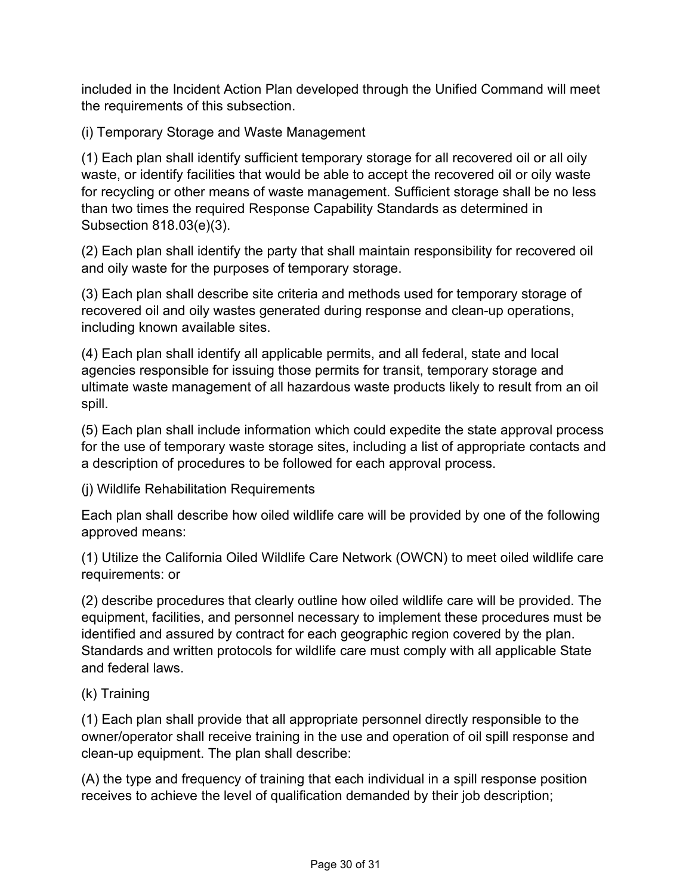included in the Incident Action Plan developed through the Unified Command will meet the requirements of this subsection.

(i) Temporary Storage and Waste Management

(1) Each plan shall identify sufficient temporary storage for all recovered oil or all oily waste, or identify facilities that would be able to accept the recovered oil or oily waste for recycling or other means of waste management. Sufficient storage shall be no less than two times the required Response Capability Standards as determined in Subsection 818.03(e)(3).

(2) Each plan shall identify the party that shall maintain responsibility for recovered oil and oily waste for the purposes of temporary storage.

(3) Each plan shall describe site criteria and methods used for temporary storage of recovered oil and oily wastes generated during response and clean-up operations, including known available sites.

(4) Each plan shall identify all applicable permits, and all federal, state and local agencies responsible for issuing those permits for transit, temporary storage and ultimate waste management of all hazardous waste products likely to result from an oil spill.

(5) Each plan shall include information which could expedite the state approval process for the use of temporary waste storage sites, including a list of appropriate contacts and a description of procedures to be followed for each approval process.

(j) Wildlife Rehabilitation Requirements

Each plan shall describe how oiled wildlife care will be provided by one of the following approved means:

(1) Utilize the California Oiled Wildlife Care Network (OWCN) to meet oiled wildlife care requirements: or

(2) describe procedures that clearly outline how oiled wildlife care will be provided. The equipment, facilities, and personnel necessary to implement these procedures must be identified and assured by contract for each geographic region covered by the plan. Standards and written protocols for wildlife care must comply with all applicable State and federal laws.

(k) Training

(1) Each plan shall provide that all appropriate personnel directly responsible to the owner/operator shall receive training in the use and operation of oil spill response and clean-up equipment. The plan shall describe:

(A) the type and frequency of training that each individual in a spill response position receives to achieve the level of qualification demanded by their job description;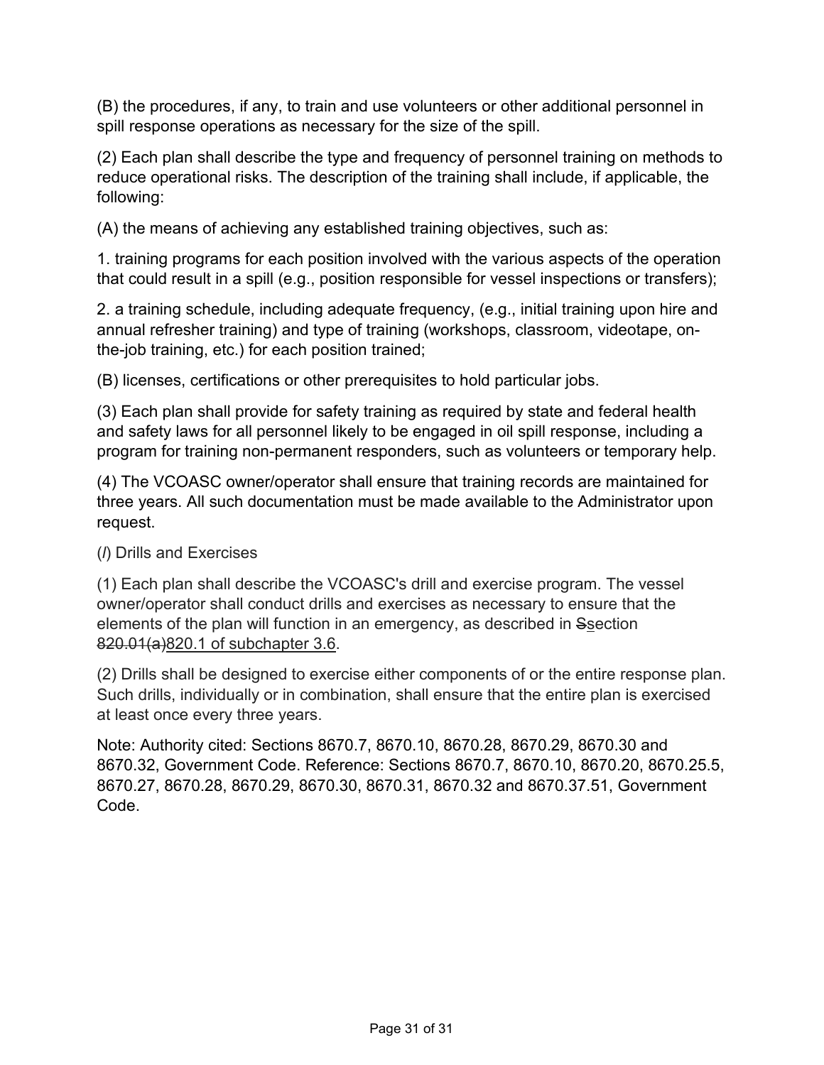(B) the procedures, if any, to train and use volunteers or other additional personnel in spill response operations as necessary for the size of the spill.

(2) Each plan shall describe the type and frequency of personnel training on methods to reduce operational risks. The description of the training shall include, if applicable, the following:

(A) the means of achieving any established training objectives, such as:

1. training programs for each position involved with the various aspects of the operation that could result in a spill (e.g., position responsible for vessel inspections or transfers);

2. a training schedule, including adequate frequency, (e.g., initial training upon hire and annual refresher training) and type of training (workshops, classroom, videotape, on-the-job training, etc.) for each position trained;

(B) licenses, certifications or other prerequisites to hold particular jobs.

(3) Each plan shall provide for safety training as required by state and federal health and safety laws for all personnel likely to be engaged in oil spill response, including a program for training non-permanent responders, such as volunteers or temporary help.

(4) The VCOASC owner/operator shall ensure that training records are maintained for three years. All such documentation must be made available to the Administrator upon request.

(*l*) Drills and Exercises

(1) Each plan shall describe the VCOASC's drill and exercise program. The vessel owner/operator shall conduct drills and exercises as necessary to ensure that the elements of the plan will function in an emergency, as described in ~~S~~section ~~820.01(a)~~820.1 of subchapter 3.6.

(2) Drills shall be designed to exercise either components of or the entire response plan. Such drills, individually or in combination, shall ensure that the entire plan is exercised at least once every three years.

Note: Authority cited: Sections 8670.7, 8670.10, 8670.28, 8670.29, 8670.30 and 8670.32, Government Code. Reference: Sections 8670.7, 8670.10, 8670.20, 8670.25.5, 8670.27, 8670.28, 8670.29, 8670.30, 8670.31, 8670.32 and 8670.37.51, Government Code.